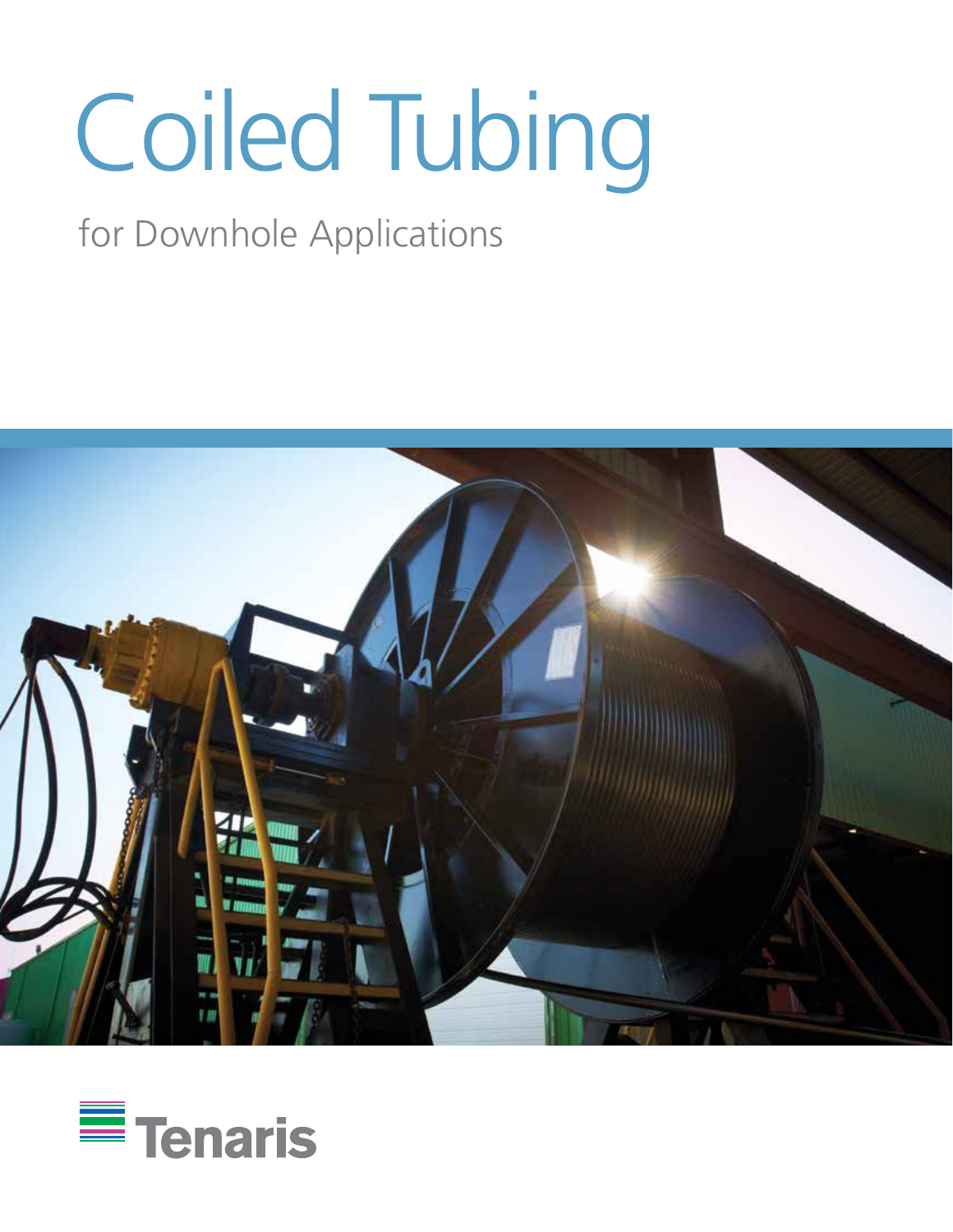# Coiled Tubing

## for Downhole Applications

Tenaris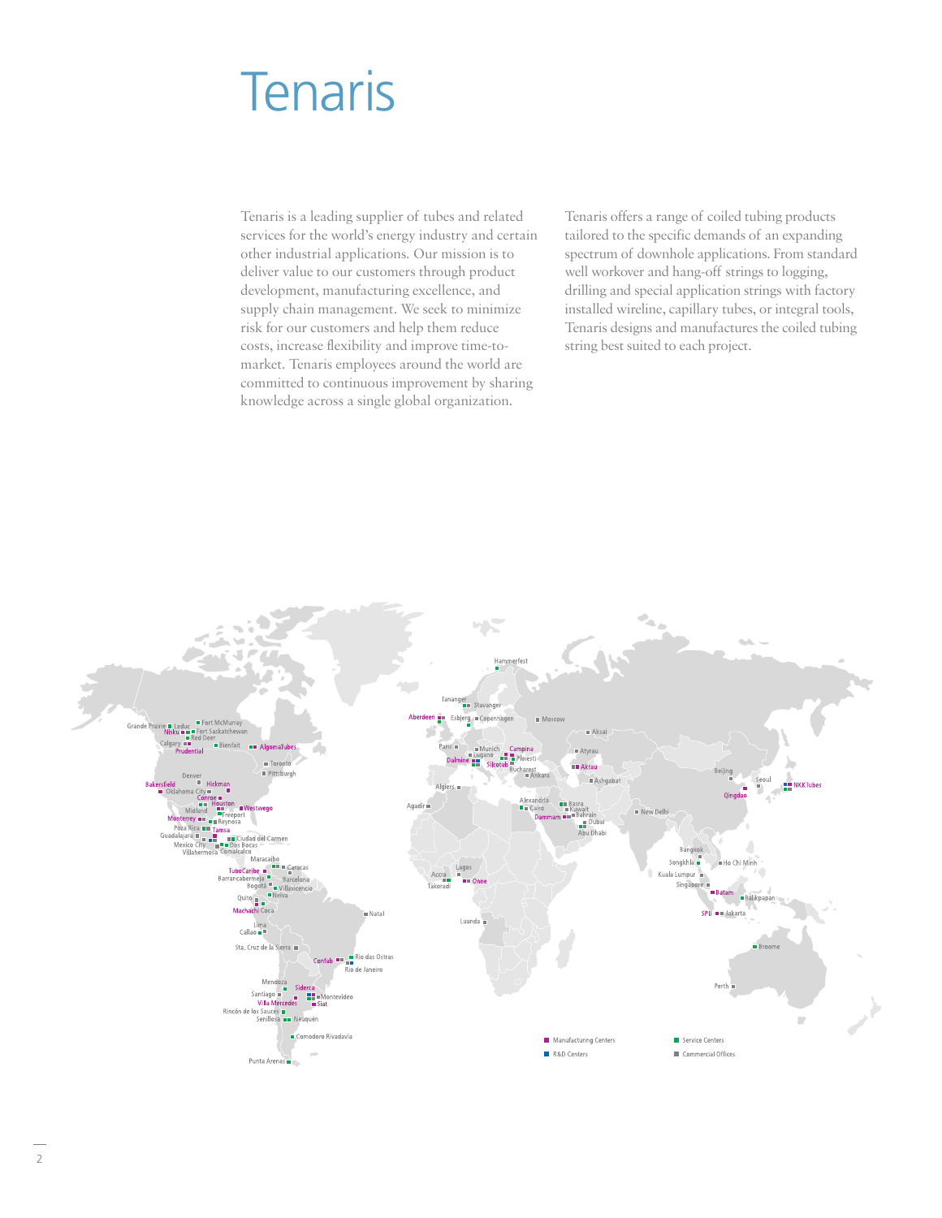# Tenaris

Tenaris is a leading supplier of tubes and related services for the world's energy industry and certain other industrial applications. Our mission is to deliver value to our customers through product development, manufacturing excellence, and supply chain management. We seek to minimize risk for our customers and help them reduce costs, increase flexibility and improve time-to-market. Tenaris employees around the world are committed to continuous improvement by sharing knowledge across a single global organization.

Tenaris offers a range of coiled tubing products tailored to the specific demands of an expanding spectrum of downhole applications. From standard well workover and hang-off strings to logging, drilling and special application strings with factory installed wireline, capillary tubes, or integral tools, Tenaris designs and manufactures the coiled tubing string best suited to each project.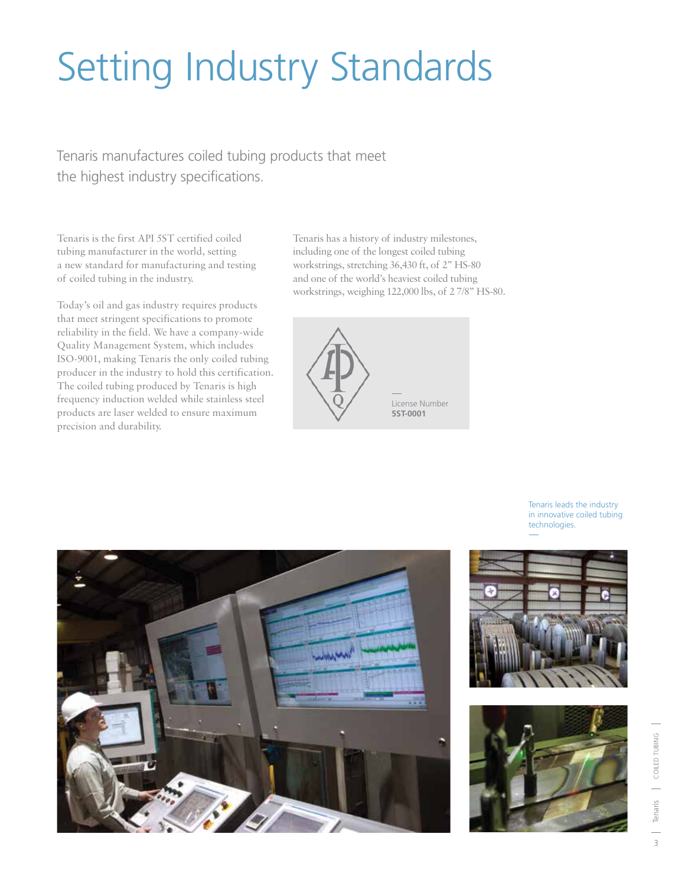# Setting Industry Standards

## Tenaris manufactures coiled tubing products that meet the highest industry specifications.

Tenaris is the first API 5ST certified coiled tubing manufacturer in the world, setting a new standard for manufacturing and testing of coiled tubing in the industry.

Today's oil and gas industry requires products that meet stringent specifications to promote reliability in the field. We have a company-wide Quality Management System, which includes ISO-9001, making Tenaris the only coiled tubing producer in the industry to hold this certification. The coiled tubing produced by Tenaris is high frequency induction welded while stainless steel products are laser welded to ensure maximum precision and durability.

Tenaris has a history of industry milestones, including one of the longest coiled tubing workstrings, stretching 36,430 ft, of 2" HS-80 and one of the world's heaviest coiled tubing workstrings, weighing 122,000 lbs, of 2 7/8" HS-80.

License Number
**5ST-0001**

Tenaris leads the industry in innovative coiled tubing technologies.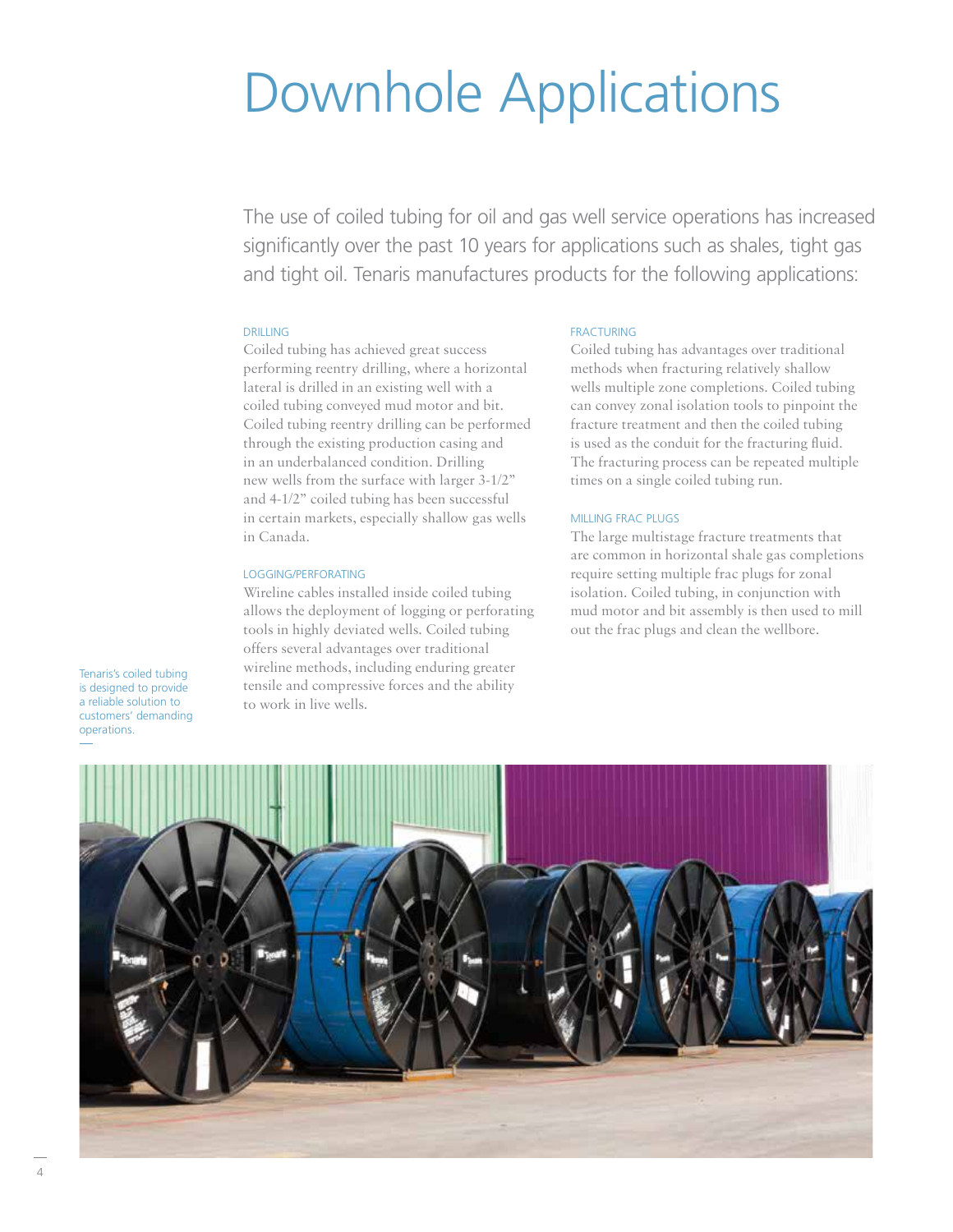# Downhole Applications

The use of coiled tubing for oil and gas well service operations has increased significantly over the past 10 years for applications such as shales, tight gas and tight oil. Tenaris manufactures products for the following applications:

### DRILLING

Coiled tubing has achieved great success performing reentry drilling, where a horizontal lateral is drilled in an existing well with a coiled tubing conveyed mud motor and bit. Coiled tubing reentry drilling can be performed through the existing production casing and in an underbalanced condition. Drilling new wells from the surface with larger 3-1/2" and 4-1/2" coiled tubing has been successful in certain markets, especially shallow gas wells in Canada.

### LOGGING/PERFORATING

Wireline cables installed inside coiled tubing allows the deployment of logging or perforating tools in highly deviated wells. Coiled tubing offers several advantages over traditional wireline methods, including enduring greater tensile and compressive forces and the ability to work in live wells.

### FRACTURING

Coiled tubing has advantages over traditional methods when fracturing relatively shallow wells multiple zone completions. Coiled tubing can convey zonal isolation tools to pinpoint the fracture treatment and then the coiled tubing is used as the conduit for the fracturing fluid. The fracturing process can be repeated multiple times on a single coiled tubing run.

### MILLING FRAC PLUGS

The large multistage fracture treatments that are common in horizontal shale gas completions require setting multiple frac plugs for zonal isolation. Coiled tubing, in conjunction with mud motor and bit assembly is then used to mill out the frac plugs and clean the wellbore.

Tenaris's coiled tubing is designed to provide a reliable solution to customers' demanding operations.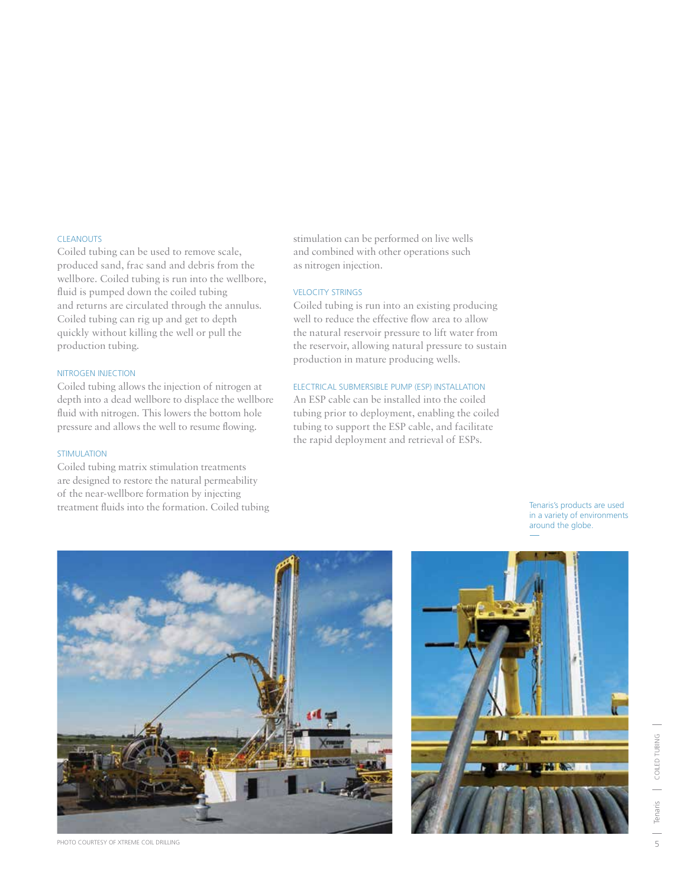### CLEANOUTS

Coiled tubing can be used to remove scale, produced sand, frac sand and debris from the wellbore. Coiled tubing is run into the wellbore, fluid is pumped down the coiled tubing and returns are circulated through the annulus. Coiled tubing can rig up and get to depth quickly without killing the well or pull the production tubing.

### NITROGEN INJECTION

Coiled tubing allows the injection of nitrogen at depth into a dead wellbore to displace the wellbore fluid with nitrogen. This lowers the bottom hole pressure and allows the well to resume flowing.

### STIMULATION

Coiled tubing matrix stimulation treatments are designed to restore the natural permeability of the near-wellbore formation by injecting treatment fluids into the formation. Coiled tubing stimulation can be performed on live wells and combined with other operations such as nitrogen injection.

### VELOCITY STRINGS

Coiled tubing is run into an existing producing well to reduce the effective flow area to allow the natural reservoir pressure to lift water from the reservoir, allowing natural pressure to sustain production in mature producing wells.

### ELECTRICAL SUBMERSIBLE PUMP (ESP) INSTALLATION

An ESP cable can be installed into the coiled tubing prior to deployment, enabling the coiled tubing to support the ESP cable, and facilitate the rapid deployment and retrieval of ESPs.

Tenaris's products are used in a variety of environments around the globe.

PHOTO COURTESY OF XTREME COIL DRILLING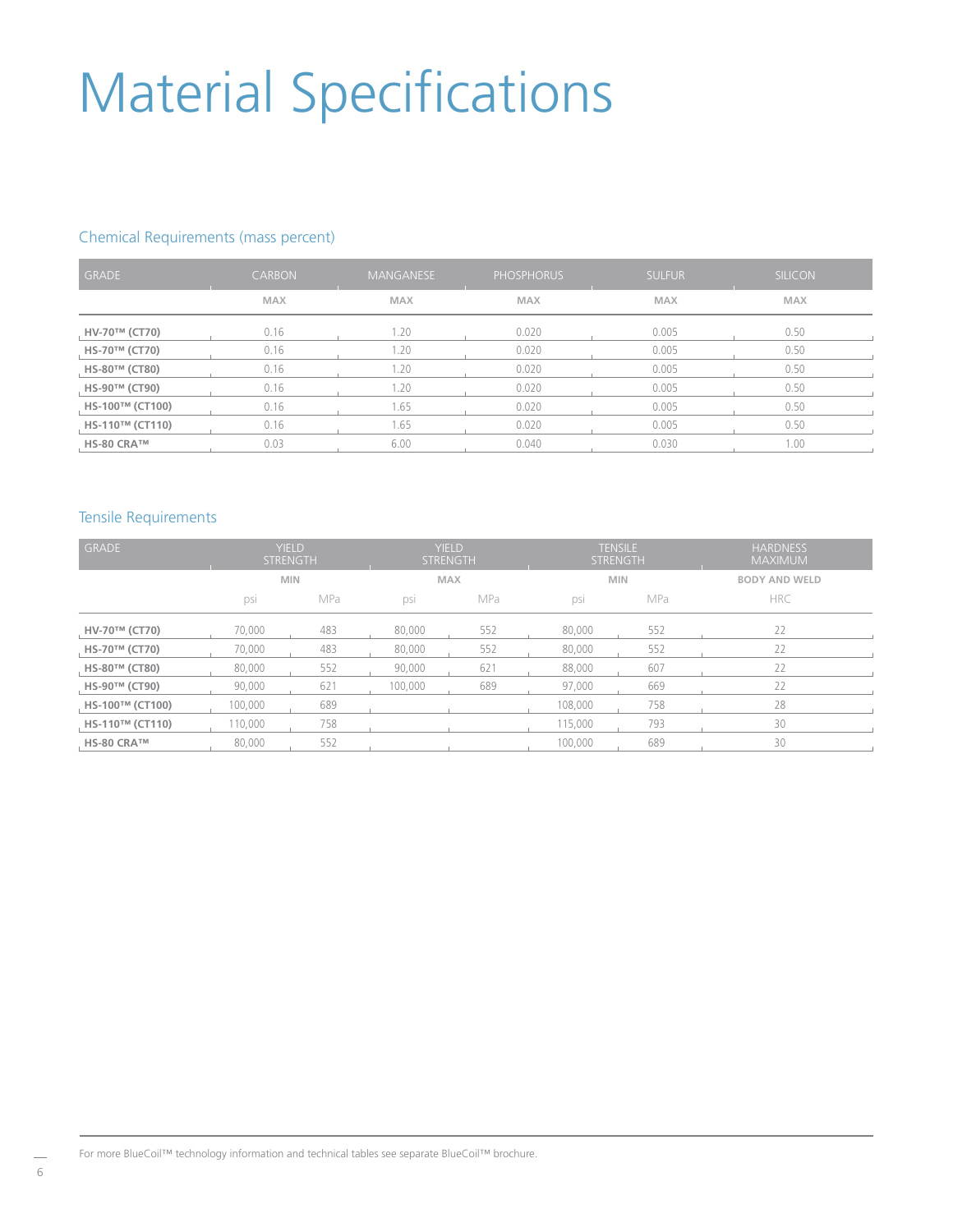# Material Specifications

## Chemical Requirements (mass percent)

| GRADE | CARBON | MANGANESE | PHOSPHORUS | SULFUR | SILICON |
|---|---|---|---|---|---|
| | MAX | MAX | MAX | MAX | MAX |
| **HV-70™ (CT70)** | 0.16 | 1.20 | 0.020 | 0.005 | 0.50 |
| **HS-70™ (CT70)** | 0.16 | 1.20 | 0.020 | 0.005 | 0.50 |
| **HS-80™ (CT80)** | 0.16 | 1.20 | 0.020 | 0.005 | 0.50 |
| **HS-90™ (CT90)** | 0.16 | 1.20 | 0.020 | 0.005 | 0.50 |
| **HS-100™ (CT100)** | 0.16 | 1.65 | 0.020 | 0.005 | 0.50 |
| **HS-110™ (CT110)** | 0.16 | 1.65 | 0.020 | 0.005 | 0.50 |
| **HS-80 CRA™** | 0.03 | 6.00 | 0.040 | 0.030 | 1.00 |

## Tensile Requirements

| GRADE | YIELD STRENGTH | | YIELD STRENGTH | | TENSILE STRENGTH | | HARDNESS MAXIMUM |
|---|---|---|---|---|---|---|---|
| | MIN | | MAX | | MIN | | BODY AND WELD |
| | psi | MPa | psi | MPa | psi | MPa | HRC |
| **HV-70™ (CT70)** | 70,000 | 483 | 80,000 | 552 | 80,000 | 552 | 22 |
| **HS-70™ (CT70)** | 70,000 | 483 | 80,000 | 552 | 80,000 | 552 | 22 |
| **HS-80™ (CT80)** | 80,000 | 552 | 90,000 | 621 | 88,000 | 607 | 22 |
| **HS-90™ (CT90)** | 90,000 | 621 | 100,000 | 689 | 97,000 | 669 | 22 |
| **HS-100™ (CT100)** | 100,000 | 689 | | | 108,000 | 758 | 28 |
| **HS-110™ (CT110)** | 110,000 | 758 | | | 115,000 | 793 | 30 |
| **HS-80 CRA™** | 80,000 | 552 | | | 100,000 | 689 | 30 |

For more BlueCoil™ technology information and technical tables see separate BlueCoil™ brochure.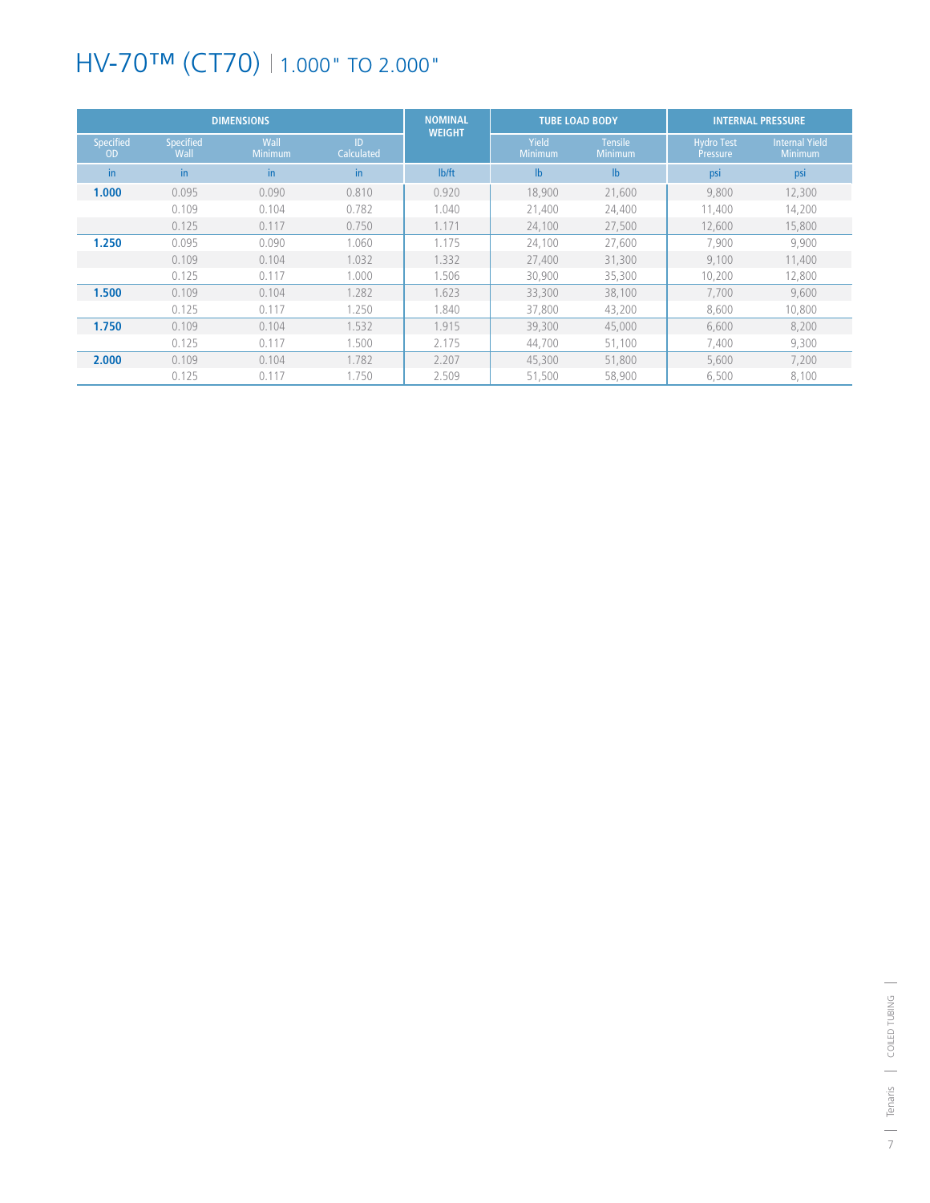# HV-70™ (CT70) | 1.000" TO 2.000"

| DIMENSIONS | | | | NOMINAL WEIGHT | TUBE LOAD BODY | | INTERNAL PRESSURE | |
|---|---|---|---|---|---|---|---|---|
| Specified OD | Specified Wall | Wall Minimum | ID Calculated | | Yield Minimum | Tensile Minimum | Hydro Test Pressure | Internal Yield Minimum |
| in | in | in | in | lb/ft | lb | lb | psi | psi |
| **1.000** | 0.095 | 0.090 | 0.810 | 0.920 | 18,900 | 21,600 | 9,800 | 12,300 |
| | 0.109 | 0.104 | 0.782 | 1.040 | 21,400 | 24,400 | 11,400 | 14,200 |
| | 0.125 | 0.117 | 0.750 | 1.171 | 24,100 | 27,500 | 12,600 | 15,800 |
| **1.250** | 0.095 | 0.090 | 1.060 | 1.175 | 24,100 | 27,600 | 7,900 | 9,900 |
| | 0.109 | 0.104 | 1.032 | 1.332 | 27,400 | 31,300 | 9,100 | 11,400 |
| | 0.125 | 0.117 | 1.000 | 1.506 | 30,900 | 35,300 | 10,200 | 12,800 |
| **1.500** | 0.109 | 0.104 | 1.282 | 1.623 | 33,300 | 38,100 | 7,700 | 9,600 |
| | 0.125 | 0.117 | 1.250 | 1.840 | 37,800 | 43,200 | 8,600 | 10,800 |
| **1.750** | 0.109 | 0.104 | 1.532 | 1.915 | 39,300 | 45,000 | 6,600 | 8,200 |
| | 0.125 | 0.117 | 1.500 | 2.175 | 44,700 | 51,100 | 7,400 | 9,300 |
| **2.000** | 0.109 | 0.104 | 1.782 | 2.207 | 45,300 | 51,800 | 5,600 | 7,200 |
| | 0.125 | 0.117 | 1.750 | 2.509 | 51,500 | 58,900 | 6,500 | 8,100 |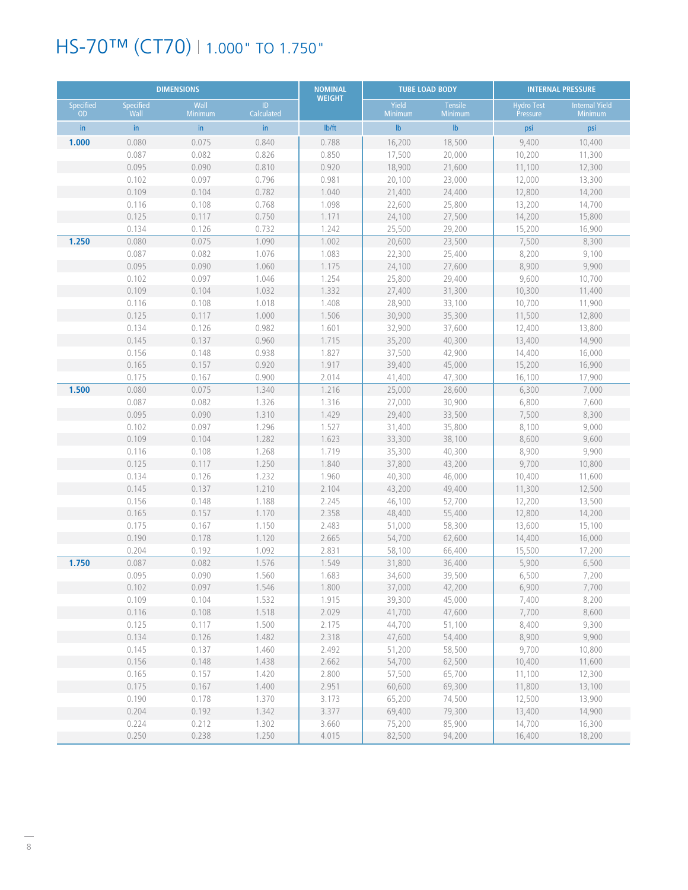# HS-70™ (CT70) | 1.000" TO 1.750"

| DIMENSIONS | | | | NOMINAL WEIGHT | TUBE LOAD BODY | | INTERNAL PRESSURE | |
|---|---|---|---|---|---|---|---|---|
| Specified OD | Specified Wall | Wall Minimum | ID Calculated | | Yield Minimum | Tensile Minimum | Hydro Test Pressure | Internal Yield Minimum |
| in | in | in | in | lb/ft | lb | lb | psi | psi |
| **1.000** | 0.080 | 0.075 | 0.840 | 0.788 | 16,200 | 18,500 | 9,400 | 10,400 |
| | 0.087 | 0.082 | 0.826 | 0.850 | 17,500 | 20,000 | 10,200 | 11,300 |
| | 0.095 | 0.090 | 0.810 | 0.920 | 18,900 | 21,600 | 11,100 | 12,300 |
| | 0.102 | 0.097 | 0.796 | 0.981 | 20,100 | 23,000 | 12,000 | 13,300 |
| | 0.109 | 0.104 | 0.782 | 1.040 | 21,400 | 24,400 | 12,800 | 14,200 |
| | 0.116 | 0.108 | 0.768 | 1.098 | 22,600 | 25,800 | 13,200 | 14,700 |
| | 0.125 | 0.117 | 0.750 | 1.171 | 24,100 | 27,500 | 14,200 | 15,800 |
| | 0.134 | 0.126 | 0.732 | 1.242 | 25,500 | 29,200 | 15,200 | 16,900 |
| **1.250** | 0.080 | 0.075 | 1.090 | 1.002 | 20,600 | 23,500 | 7,500 | 8,300 |
| | 0.087 | 0.082 | 1.076 | 1.083 | 22,300 | 25,400 | 8,200 | 9,100 |
| | 0.095 | 0.090 | 1.060 | 1.175 | 24,100 | 27,600 | 8,900 | 9,900 |
| | 0.102 | 0.097 | 1.046 | 1.254 | 25,800 | 29,400 | 9,600 | 10,700 |
| | 0.109 | 0.104 | 1.032 | 1.332 | 27,400 | 31,300 | 10,300 | 11,400 |
| | 0.116 | 0.108 | 1.018 | 1.408 | 28,900 | 33,100 | 10,700 | 11,900 |
| | 0.125 | 0.117 | 1.000 | 1.506 | 30,900 | 35,300 | 11,500 | 12,800 |
| | 0.134 | 0.126 | 0.982 | 1.601 | 32,900 | 37,600 | 12,400 | 13,800 |
| | 0.145 | 0.137 | 0.960 | 1.715 | 35,200 | 40,300 | 13,400 | 14,900 |
| | 0.156 | 0.148 | 0.938 | 1.827 | 37,500 | 42,900 | 14,400 | 16,000 |
| | 0.165 | 0.157 | 0.920 | 1.917 | 39,400 | 45,000 | 15,200 | 16,900 |
| | 0.175 | 0.167 | 0.900 | 2.014 | 41,400 | 47,300 | 16,100 | 17,900 |
| **1.500** | 0.080 | 0.075 | 1.340 | 1.216 | 25,000 | 28,600 | 6,300 | 7,000 |
| | 0.087 | 0.082 | 1.326 | 1.316 | 27,000 | 30,900 | 6,800 | 7,600 |
| | 0.095 | 0.090 | 1.310 | 1.429 | 29,400 | 33,500 | 7,500 | 8,300 |
| | 0.102 | 0.097 | 1.296 | 1.527 | 31,400 | 35,800 | 8,100 | 9,000 |
| | 0.109 | 0.104 | 1.282 | 1.623 | 33,300 | 38,100 | 8,600 | 9,600 |
| | 0.116 | 0.108 | 1.268 | 1.719 | 35,300 | 40,300 | 8,900 | 9,900 |
| | 0.125 | 0.117 | 1.250 | 1.840 | 37,800 | 43,200 | 9,700 | 10,800 |
| | 0.134 | 0.126 | 1.232 | 1.960 | 40,300 | 46,000 | 10,400 | 11,600 |
| | 0.145 | 0.137 | 1.210 | 2.104 | 43,200 | 49,400 | 11,300 | 12,500 |
| | 0.156 | 0.148 | 1.188 | 2.245 | 46,100 | 52,700 | 12,200 | 13,500 |
| | 0.165 | 0.157 | 1.170 | 2.358 | 48,400 | 55,400 | 12,800 | 14,200 |
| | 0.175 | 0.167 | 1.150 | 2.483 | 51,000 | 58,300 | 13,600 | 15,100 |
| | 0.190 | 0.178 | 1.120 | 2.665 | 54,700 | 62,600 | 14,400 | 16,000 |
| | 0.204 | 0.192 | 1.092 | 2.831 | 58,100 | 66,400 | 15,500 | 17,200 |
| **1.750** | 0.087 | 0.082 | 1.576 | 1.549 | 31,800 | 36,400 | 5,900 | 6,500 |
| | 0.095 | 0.090 | 1.560 | 1.683 | 34,600 | 39,500 | 6,500 | 7,200 |
| | 0.102 | 0.097 | 1.546 | 1.800 | 37,000 | 42,200 | 6,900 | 7,700 |
| | 0.109 | 0.104 | 1.532 | 1.915 | 39,300 | 45,000 | 7,400 | 8,200 |
| | 0.116 | 0.108 | 1.518 | 2.029 | 41,700 | 47,600 | 7,700 | 8,600 |
| | 0.125 | 0.117 | 1.500 | 2.175 | 44,700 | 51,100 | 8,400 | 9,300 |
| | 0.134 | 0.126 | 1.482 | 2.318 | 47,600 | 54,400 | 8,900 | 9,900 |
| | 0.145 | 0.137 | 1.460 | 2.492 | 51,200 | 58,500 | 9,700 | 10,800 |
| | 0.156 | 0.148 | 1.438 | 2.662 | 54,700 | 62,500 | 10,400 | 11,600 |
| | 0.165 | 0.157 | 1.420 | 2.800 | 57,500 | 65,700 | 11,100 | 12,300 |
| | 0.175 | 0.167 | 1.400 | 2.951 | 60,600 | 69,300 | 11,800 | 13,100 |
| | 0.190 | 0.178 | 1.370 | 3.173 | 65,200 | 74,500 | 12,500 | 13,900 |
| | 0.204 | 0.192 | 1.342 | 3.377 | 69,400 | 79,300 | 13,400 | 14,900 |
| | 0.224 | 0.212 | 1.302 | 3.660 | 75,200 | 85,900 | 14,700 | 16,300 |
| | 0.250 | 0.238 | 1.250 | 4.015 | 82,500 | 94,200 | 16,400 | 18,200 |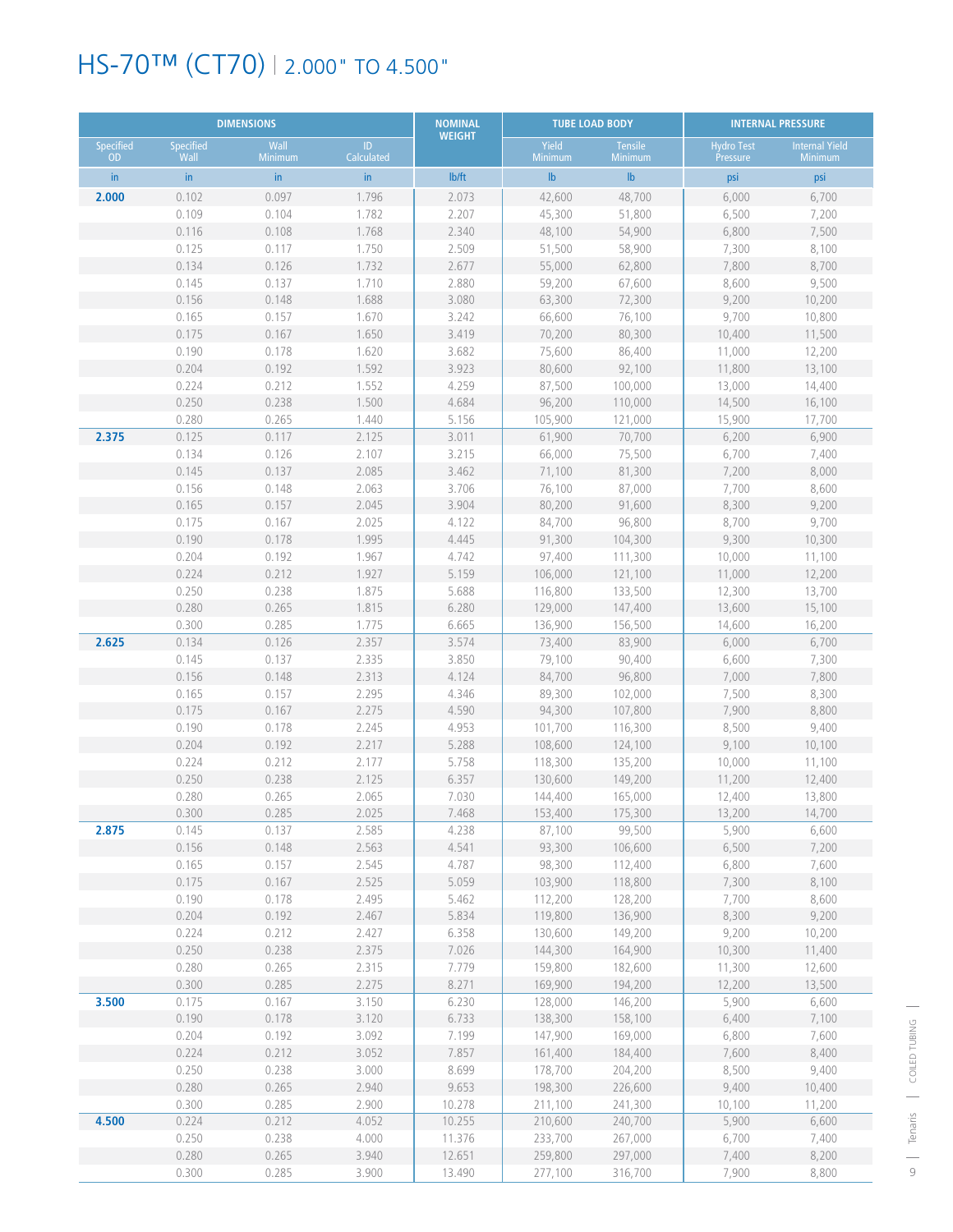# HS-70™ (CT70) | 2.000" TO 4.500"

| DIMENSIONS | | | | NOMINAL WEIGHT | TUBE LOAD BODY | | INTERNAL PRESSURE | |
|---|---|---|---|---|---|---|---|---|
| Specified OD | Specified Wall | Wall Minimum | ID Calculated | | Yield Minimum | Tensile Minimum | Hydro Test Pressure | Internal Yield Minimum |
| in | in | in | in | lb/ft | lb | lb | psi | psi |
| **2.000** | 0.102 | 0.097 | 1.796 | 2.073 | 42,600 | 48,700 | 6,000 | 6,700 |
| | 0.109 | 0.104 | 1.782 | 2.207 | 45,300 | 51,800 | 6,500 | 7,200 |
| | 0.116 | 0.108 | 1.768 | 2.340 | 48,100 | 54,900 | 6,800 | 7,500 |
| | 0.125 | 0.117 | 1.750 | 2.509 | 51,500 | 58,900 | 7,300 | 8,100 |
| | 0.134 | 0.126 | 1.732 | 2.677 | 55,000 | 62,800 | 7,800 | 8,700 |
| | 0.145 | 0.137 | 1.710 | 2.880 | 59,200 | 67,600 | 8,600 | 9,500 |
| | 0.156 | 0.148 | 1.688 | 3.080 | 63,300 | 72,300 | 9,200 | 10,200 |
| | 0.165 | 0.157 | 1.670 | 3.242 | 66,600 | 76,100 | 9,700 | 10,800 |
| | 0.175 | 0.167 | 1.650 | 3.419 | 70,200 | 80,300 | 10,400 | 11,500 |
| | 0.190 | 0.178 | 1.620 | 3.682 | 75,600 | 86,400 | 11,000 | 12,200 |
| | 0.204 | 0.192 | 1.592 | 3.923 | 80,600 | 92,100 | 11,800 | 13,100 |
| | 0.224 | 0.212 | 1.552 | 4.259 | 87,500 | 100,000 | 13,000 | 14,400 |
| | 0.250 | 0.238 | 1.500 | 4.684 | 96,200 | 110,000 | 14,500 | 16,100 |
| | 0.280 | 0.265 | 1.440 | 5.156 | 105,900 | 121,000 | 15,900 | 17,700 |
| **2.375** | 0.125 | 0.117 | 2.125 | 3.011 | 61,900 | 70,700 | 6,200 | 6,900 |
| | 0.134 | 0.126 | 2.107 | 3.215 | 66,000 | 75,500 | 6,700 | 7,400 |
| | 0.145 | 0.137 | 2.085 | 3.462 | 71,100 | 81,300 | 7,200 | 8,000 |
| | 0.156 | 0.148 | 2.063 | 3.706 | 76,100 | 87,000 | 7,700 | 8,600 |
| | 0.165 | 0.157 | 2.045 | 3.904 | 80,200 | 91,600 | 8,300 | 9,200 |
| | 0.175 | 0.167 | 2.025 | 4.122 | 84,700 | 96,800 | 8,700 | 9,700 |
| | 0.190 | 0.178 | 1.995 | 4.445 | 91,300 | 104,300 | 9,300 | 10,300 |
| | 0.204 | 0.192 | 1.967 | 4.742 | 97,400 | 111,300 | 10,000 | 11,100 |
| | 0.224 | 0.212 | 1.927 | 5.159 | 106,000 | 121,100 | 11,000 | 12,200 |
| | 0.250 | 0.238 | 1.875 | 5.688 | 116,800 | 133,500 | 12,300 | 13,700 |
| | 0.280 | 0.265 | 1.815 | 6.280 | 129,000 | 147,400 | 13,600 | 15,100 |
| | 0.300 | 0.285 | 1.775 | 6.665 | 136,900 | 156,500 | 14,600 | 16,200 |
| **2.625** | 0.134 | 0.126 | 2.357 | 3.574 | 73,400 | 83,900 | 6,000 | 6,700 |
| | 0.145 | 0.137 | 2.335 | 3.850 | 79,100 | 90,400 | 6,600 | 7,300 |
| | 0.156 | 0.148 | 2.313 | 4.124 | 84,700 | 96,800 | 7,000 | 7,800 |
| | 0.165 | 0.157 | 2.295 | 4.346 | 89,300 | 102,000 | 7,500 | 8,300 |
| | 0.175 | 0.167 | 2.275 | 4.590 | 94,300 | 107,800 | 7,900 | 8,800 |
| | 0.190 | 0.178 | 2.245 | 4.953 | 101,700 | 116,300 | 8,500 | 9,400 |
| | 0.204 | 0.192 | 2.217 | 5.288 | 108,600 | 124,100 | 9,100 | 10,100 |
| | 0.224 | 0.212 | 2.177 | 5.758 | 118,300 | 135,200 | 10,000 | 11,100 |
| | 0.250 | 0.238 | 2.125 | 6.357 | 130,600 | 149,200 | 11,200 | 12,400 |
| | 0.280 | 0.265 | 2.065 | 7.030 | 144,400 | 165,000 | 12,400 | 13,800 |
| | 0.300 | 0.285 | 2.025 | 7.468 | 153,400 | 175,300 | 13,200 | 14,700 |
| **2.875** | 0.145 | 0.137 | 2.585 | 4.238 | 87,100 | 99,500 | 5,900 | 6,600 |
| | 0.156 | 0.148 | 2.563 | 4.541 | 93,300 | 106,600 | 6,500 | 7,200 |
| | 0.165 | 0.157 | 2.545 | 4.787 | 98,300 | 112,400 | 6,800 | 7,600 |
| | 0.175 | 0.167 | 2.525 | 5.059 | 103,900 | 118,800 | 7,300 | 8,100 |
| | 0.190 | 0.178 | 2.495 | 5.462 | 112,200 | 128,200 | 7,700 | 8,600 |
| | 0.204 | 0.192 | 2.467 | 5.834 | 119,800 | 136,900 | 8,300 | 9,200 |
| | 0.224 | 0.212 | 2.427 | 6.358 | 130,600 | 149,200 | 9,200 | 10,200 |
| | 0.250 | 0.238 | 2.375 | 7.026 | 144,300 | 164,900 | 10,300 | 11,400 |
| | 0.280 | 0.265 | 2.315 | 7.779 | 159,800 | 182,600 | 11,300 | 12,600 |
| | 0.300 | 0.285 | 2.275 | 8.271 | 169,900 | 194,200 | 12,200 | 13,500 |
| **3.500** | 0.175 | 0.167 | 3.150 | 6.230 | 128,000 | 146,200 | 5,900 | 6,600 |
| | 0.190 | 0.178 | 3.120 | 6.733 | 138,300 | 158,100 | 6,400 | 7,100 |
| | 0.204 | 0.192 | 3.092 | 7.199 | 147,900 | 169,000 | 6,800 | 7,600 |
| | 0.224 | 0.212 | 3.052 | 7.857 | 161,400 | 184,400 | 7,600 | 8,400 |
| | 0.250 | 0.238 | 3.000 | 8.699 | 178,700 | 204,200 | 8,500 | 9,400 |
| | 0.280 | 0.265 | 2.940 | 9.653 | 198,300 | 226,600 | 9,400 | 10,400 |
| | 0.300 | 0.285 | 2.900 | 10.278 | 211,100 | 241,300 | 10,100 | 11,200 |
| **4.500** | 0.224 | 0.212 | 4.052 | 10.255 | 210,600 | 240,700 | 5,900 | 6,600 |
| | 0.250 | 0.238 | 4.000 | 11.376 | 233,700 | 267,000 | 6,700 | 7,400 |
| | 0.280 | 0.265 | 3.940 | 12.651 | 259,800 | 297,000 | 7,400 | 8,200 |
| | 0.300 | 0.285 | 3.900 | 13.490 | 277,100 | 316,700 | 7,900 | 8,800 |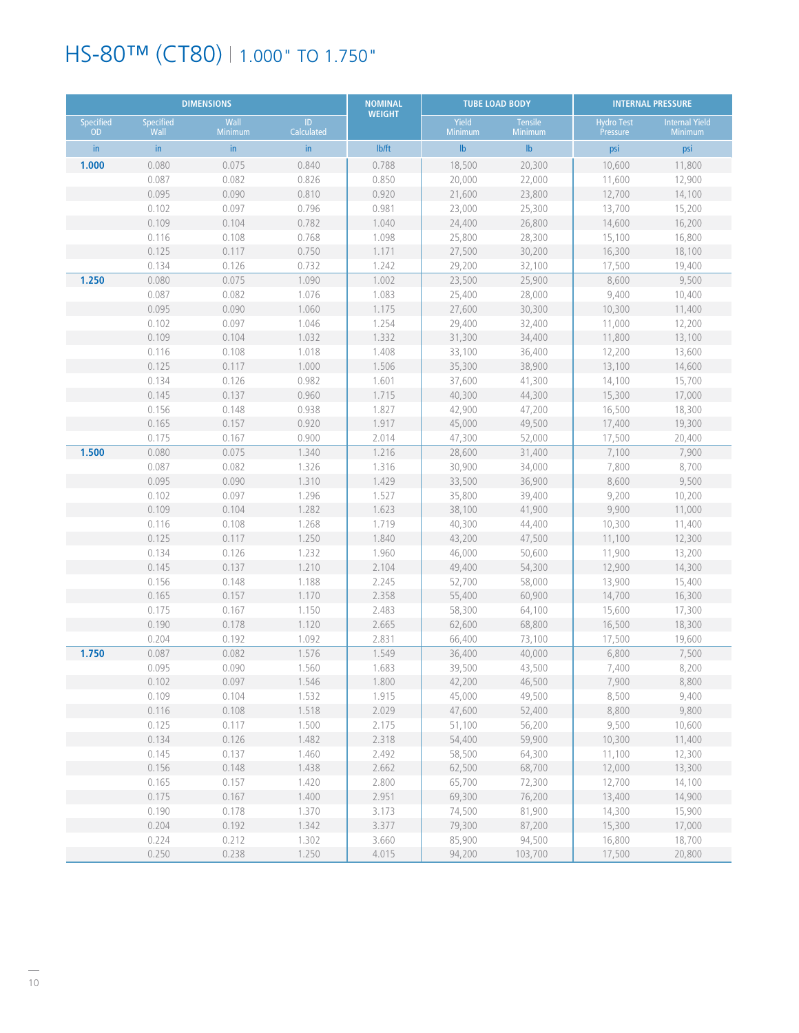# HS-80™ (CT80) | 1.000" TO 1.750"

| DIMENSIONS | | | | NOMINAL WEIGHT | TUBE LOAD BODY | | INTERNAL PRESSURE | |
|---|---|---|---|---|---|---|---|---|
| Specified OD | Specified Wall | Wall Minimum | ID Calculated | | Yield Minimum | Tensile Minimum | Hydro Test Pressure | Internal Yield Minimum |
| in | in | in | in | lb/ft | lb | lb | psi | psi |
| **1.000** | 0.080 | 0.075 | 0.840 | 0.788 | 18,500 | 20,300 | 10,600 | 11,800 |
| | 0.087 | 0.082 | 0.826 | 0.850 | 20,000 | 22,000 | 11,600 | 12,900 |
| | 0.095 | 0.090 | 0.810 | 0.920 | 21,600 | 23,800 | 12,700 | 14,100 |
| | 0.102 | 0.097 | 0.796 | 0.981 | 23,000 | 25,300 | 13,700 | 15,200 |
| | 0.109 | 0.104 | 0.782 | 1.040 | 24,400 | 26,800 | 14,600 | 16,200 |
| | 0.116 | 0.108 | 0.768 | 1.098 | 25,800 | 28,300 | 15,100 | 16,800 |
| | 0.125 | 0.117 | 0.750 | 1.171 | 27,500 | 30,200 | 16,300 | 18,100 |
| | 0.134 | 0.126 | 0.732 | 1.242 | 29,200 | 32,100 | 17,500 | 19,400 |
| **1.250** | 0.080 | 0.075 | 1.090 | 1.002 | 23,500 | 25,900 | 8,600 | 9,500 |
| | 0.087 | 0.082 | 1.076 | 1.083 | 25,400 | 28,000 | 9,400 | 10,400 |
| | 0.095 | 0.090 | 1.060 | 1.175 | 27,600 | 30,300 | 10,300 | 11,400 |
| | 0.102 | 0.097 | 1.046 | 1.254 | 29,400 | 32,400 | 11,000 | 12,200 |
| | 0.109 | 0.104 | 1.032 | 1.332 | 31,300 | 34,400 | 11,800 | 13,100 |
| | 0.116 | 0.108 | 1.018 | 1.408 | 33,100 | 36,400 | 12,200 | 13,600 |
| | 0.125 | 0.117 | 1.000 | 1.506 | 35,300 | 38,900 | 13,100 | 14,600 |
| | 0.134 | 0.126 | 0.982 | 1.601 | 37,600 | 41,300 | 14,100 | 15,700 |
| | 0.145 | 0.137 | 0.960 | 1.715 | 40,300 | 44,300 | 15,300 | 17,000 |
| | 0.156 | 0.148 | 0.938 | 1.827 | 42,900 | 47,200 | 16,500 | 18,300 |
| | 0.165 | 0.157 | 0.920 | 1.917 | 45,000 | 49,500 | 17,400 | 19,300 |
| | 0.175 | 0.167 | 0.900 | 2.014 | 47,300 | 52,000 | 17,500 | 20,400 |
| **1.500** | 0.080 | 0.075 | 1.340 | 1.216 | 28,600 | 31,400 | 7,100 | 7,900 |
| | 0.087 | 0.082 | 1.326 | 1.316 | 30,900 | 34,000 | 7,800 | 8,700 |
| | 0.095 | 0.090 | 1.310 | 1.429 | 33,500 | 36,900 | 8,600 | 9,500 |
| | 0.102 | 0.097 | 1.296 | 1.527 | 35,800 | 39,400 | 9,200 | 10,200 |
| | 0.109 | 0.104 | 1.282 | 1.623 | 38,100 | 41,900 | 9,900 | 11,000 |
| | 0.116 | 0.108 | 1.268 | 1.719 | 40,300 | 44,400 | 10,300 | 11,400 |
| | 0.125 | 0.117 | 1.250 | 1.840 | 43,200 | 47,500 | 11,100 | 12,300 |
| | 0.134 | 0.126 | 1.232 | 1.960 | 46,000 | 50,600 | 11,900 | 13,200 |
| | 0.145 | 0.137 | 1.210 | 2.104 | 49,400 | 54,300 | 12,900 | 14,300 |
| | 0.156 | 0.148 | 1.188 | 2.245 | 52,700 | 58,000 | 13,900 | 15,400 |
| | 0.165 | 0.157 | 1.170 | 2.358 | 55,400 | 60,900 | 14,700 | 16,300 |
| | 0.175 | 0.167 | 1.150 | 2.483 | 58,300 | 64,100 | 15,600 | 17,300 |
| | 0.190 | 0.178 | 1.120 | 2.665 | 62,600 | 68,800 | 16,500 | 18,300 |
| | 0.204 | 0.192 | 1.092 | 2.831 | 66,400 | 73,100 | 17,500 | 19,600 |
| **1.750** | 0.087 | 0.082 | 1.576 | 1.549 | 36,400 | 40,000 | 6,800 | 7,500 |
| | 0.095 | 0.090 | 1.560 | 1.683 | 39,500 | 43,500 | 7,400 | 8,200 |
| | 0.102 | 0.097 | 1.546 | 1.800 | 42,200 | 46,500 | 7,900 | 8,800 |
| | 0.109 | 0.104 | 1.532 | 1.915 | 45,000 | 49,500 | 8,500 | 9,400 |
| | 0.116 | 0.108 | 1.518 | 2.029 | 47,600 | 52,400 | 8,800 | 9,800 |
| | 0.125 | 0.117 | 1.500 | 2.175 | 51,100 | 56,200 | 9,500 | 10,600 |
| | 0.134 | 0.126 | 1.482 | 2.318 | 54,400 | 59,900 | 10,300 | 11,400 |
| | 0.145 | 0.137 | 1.460 | 2.492 | 58,500 | 64,300 | 11,100 | 12,300 |
| | 0.156 | 0.148 | 1.438 | 2.662 | 62,500 | 68,700 | 12,000 | 13,300 |
| | 0.165 | 0.157 | 1.420 | 2.800 | 65,700 | 72,300 | 12,700 | 14,100 |
| | 0.175 | 0.167 | 1.400 | 2.951 | 69,300 | 76,200 | 13,400 | 14,900 |
| | 0.190 | 0.178 | 1.370 | 3.173 | 74,500 | 81,900 | 14,300 | 15,900 |
| | 0.204 | 0.192 | 1.342 | 3.377 | 79,300 | 87,200 | 15,300 | 17,000 |
| | 0.224 | 0.212 | 1.302 | 3.660 | 85,900 | 94,500 | 16,800 | 18,700 |
| | 0.250 | 0.238 | 1.250 | 4.015 | 94,200 | 103,700 | 17,500 | 20,800 |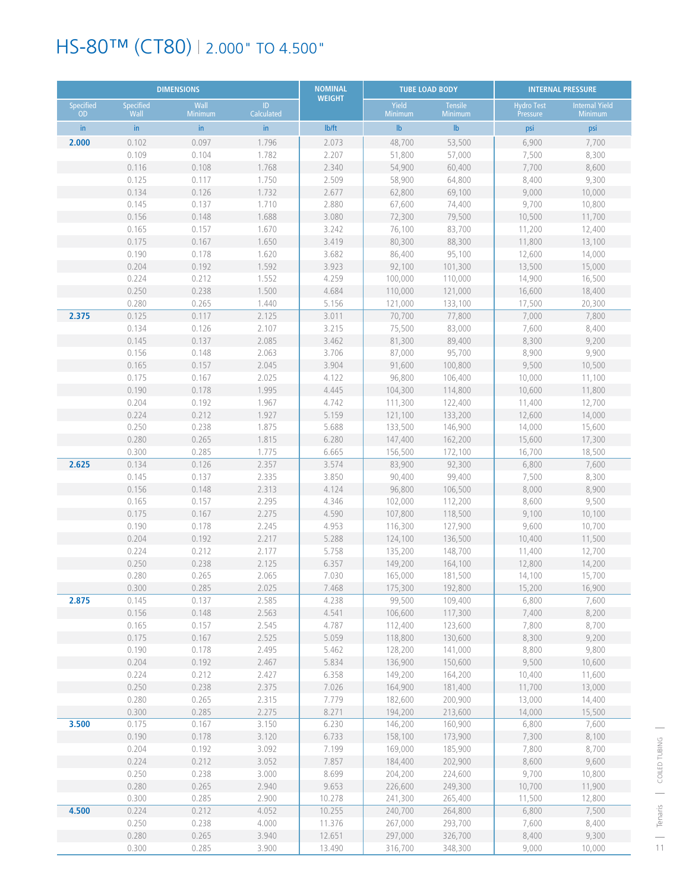# HS-80™ (CT80) | 2.000" TO 4.500"

| DIMENSIONS | | | | NOMINAL WEIGHT | TUBE LOAD BODY | | INTERNAL PRESSURE | |
|---|---|---|---|---|---|---|---|---|
| Specified OD | Specified Wall | Wall Minimum | ID Calculated | | Yield Minimum | Tensile Minimum | Hydro Test Pressure | Internal Yield Minimum |
| in | in | in | in | lb/ft | lb | lb | psi | psi |
| **2.000** | 0.102 | 0.097 | 1.796 | 2.073 | 48,700 | 53,500 | 6,900 | 7,700 |
| | 0.109 | 0.104 | 1.782 | 2.207 | 51,800 | 57,000 | 7,500 | 8,300 |
| | 0.116 | 0.108 | 1.768 | 2.340 | 54,900 | 60,400 | 7,700 | 8,600 |
| | 0.125 | 0.117 | 1.750 | 2.509 | 58,900 | 64,800 | 8,400 | 9,300 |
| | 0.134 | 0.126 | 1.732 | 2.677 | 62,800 | 69,100 | 9,000 | 10,000 |
| | 0.145 | 0.137 | 1.710 | 2.880 | 67,600 | 74,400 | 9,700 | 10,800 |
| | 0.156 | 0.148 | 1.688 | 3.080 | 72,300 | 79,500 | 10,500 | 11,700 |
| | 0.165 | 0.157 | 1.670 | 3.242 | 76,100 | 83,700 | 11,200 | 12,400 |
| | 0.175 | 0.167 | 1.650 | 3.419 | 80,300 | 88,300 | 11,800 | 13,100 |
| | 0.190 | 0.178 | 1.620 | 3.682 | 86,400 | 95,100 | 12,600 | 14,000 |
| | 0.204 | 0.192 | 1.592 | 3.923 | 92,100 | 101,300 | 13,500 | 15,000 |
| | 0.224 | 0.212 | 1.552 | 4.259 | 100,000 | 110,000 | 14,900 | 16,500 |
| | 0.250 | 0.238 | 1.500 | 4.684 | 110,000 | 121,000 | 16,600 | 18,400 |
| | 0.280 | 0.265 | 1.440 | 5.156 | 121,000 | 133,100 | 17,500 | 20,300 |
| **2.375** | 0.125 | 0.117 | 2.125 | 3.011 | 70,700 | 77,800 | 7,000 | 7,800 |
| | 0.134 | 0.126 | 2.107 | 3.215 | 75,500 | 83,000 | 7,600 | 8,400 |
| | 0.145 | 0.137 | 2.085 | 3.462 | 81,300 | 89,400 | 8,300 | 9,200 |
| | 0.156 | 0.148 | 2.063 | 3.706 | 87,000 | 95,700 | 8,900 | 9,900 |
| | 0.165 | 0.157 | 2.045 | 3.904 | 91,600 | 100,800 | 9,500 | 10,500 |
| | 0.175 | 0.167 | 2.025 | 4.122 | 96,800 | 106,400 | 10,000 | 11,100 |
| | 0.190 | 0.178 | 1.995 | 4.445 | 104,300 | 114,800 | 10,600 | 11,800 |
| | 0.204 | 0.192 | 1.967 | 4.742 | 111,300 | 122,400 | 11,400 | 12,700 |
| | 0.224 | 0.212 | 1.927 | 5.159 | 121,100 | 133,200 | 12,600 | 14,000 |
| | 0.250 | 0.238 | 1.875 | 5.688 | 133,500 | 146,900 | 14,000 | 15,600 |
| | 0.280 | 0.265 | 1.815 | 6.280 | 147,400 | 162,200 | 15,600 | 17,300 |
| | 0.300 | 0.285 | 1.775 | 6.665 | 156,500 | 172,100 | 16,700 | 18,500 |
| **2.625** | 0.134 | 0.126 | 2.357 | 3.574 | 83,900 | 92,300 | 6,800 | 7,600 |
| | 0.145 | 0.137 | 2.335 | 3.850 | 90,400 | 99,400 | 7,500 | 8,300 |
| | 0.156 | 0.148 | 2.313 | 4.124 | 96,800 | 106,500 | 8,000 | 8,900 |
| | 0.165 | 0.157 | 2.295 | 4.346 | 102,000 | 112,200 | 8,600 | 9,500 |
| | 0.175 | 0.167 | 2.275 | 4.590 | 107,800 | 118,500 | 9,100 | 10,100 |
| | 0.190 | 0.178 | 2.245 | 4.953 | 116,300 | 127,900 | 9,600 | 10,700 |
| | 0.204 | 0.192 | 2.217 | 5.288 | 124,100 | 136,500 | 10,400 | 11,500 |
| | 0.224 | 0.212 | 2.177 | 5.758 | 135,200 | 148,700 | 11,400 | 12,700 |
| | 0.250 | 0.238 | 2.125 | 6.357 | 149,200 | 164,100 | 12,800 | 14,200 |
| | 0.280 | 0.265 | 2.065 | 7.030 | 165,000 | 181,500 | 14,100 | 15,700 |
| | 0.300 | 0.285 | 2.025 | 7.468 | 175,300 | 192,800 | 15,200 | 16,900 |
| **2.875** | 0.145 | 0.137 | 2.585 | 4.238 | 99,500 | 109,400 | 6,800 | 7,600 |
| | 0.156 | 0.148 | 2.563 | 4.541 | 106,600 | 117,300 | 7,400 | 8,200 |
| | 0.165 | 0.157 | 2.545 | 4.787 | 112,400 | 123,600 | 7,800 | 8,700 |
| | 0.175 | 0.167 | 2.525 | 5.059 | 118,800 | 130,600 | 8,300 | 9,200 |
| | 0.190 | 0.178 | 2.495 | 5.462 | 128,200 | 141,000 | 8,800 | 9,800 |
| | 0.204 | 0.192 | 2.467 | 5.834 | 136,900 | 150,600 | 9,500 | 10,600 |
| | 0.224 | 0.212 | 2.427 | 6.358 | 149,200 | 164,200 | 10,400 | 11,600 |
| | 0.250 | 0.238 | 2.375 | 7.026 | 164,900 | 181,400 | 11,700 | 13,000 |
| | 0.280 | 0.265 | 2.315 | 7.779 | 182,600 | 200,900 | 13,000 | 14,400 |
| | 0.300 | 0.285 | 2.275 | 8.271 | 194,200 | 213,600 | 14,000 | 15,500 |
| **3.500** | 0.175 | 0.167 | 3.150 | 6.230 | 146,200 | 160,900 | 6,800 | 7,600 |
| | 0.190 | 0.178 | 3.120 | 6.733 | 158,100 | 173,900 | 7,300 | 8,100 |
| | 0.204 | 0.192 | 3.092 | 7.199 | 169,000 | 185,900 | 7,800 | 8,700 |
| | 0.224 | 0.212 | 3.052 | 7.857 | 184,400 | 202,900 | 8,600 | 9,600 |
| | 0.250 | 0.238 | 3.000 | 8.699 | 204,200 | 224,600 | 9,700 | 10,800 |
| | 0.280 | 0.265 | 2.940 | 9.653 | 226,600 | 249,300 | 10,700 | 11,900 |
| | 0.300 | 0.285 | 2.900 | 10.278 | 241,300 | 265,400 | 11,500 | 12,800 |
| **4.500** | 0.224 | 0.212 | 4.052 | 10.255 | 240,700 | 264,800 | 6,800 | 7,500 |
| | 0.250 | 0.238 | 4.000 | 11.376 | 267,000 | 293,700 | 7,600 | 8,400 |
| | 0.280 | 0.265 | 3.940 | 12.651 | 297,000 | 326,700 | 8,400 | 9,300 |
| | 0.300 | 0.285 | 3.900 | 13.490 | 316,700 | 348,300 | 9,000 | 10,000 |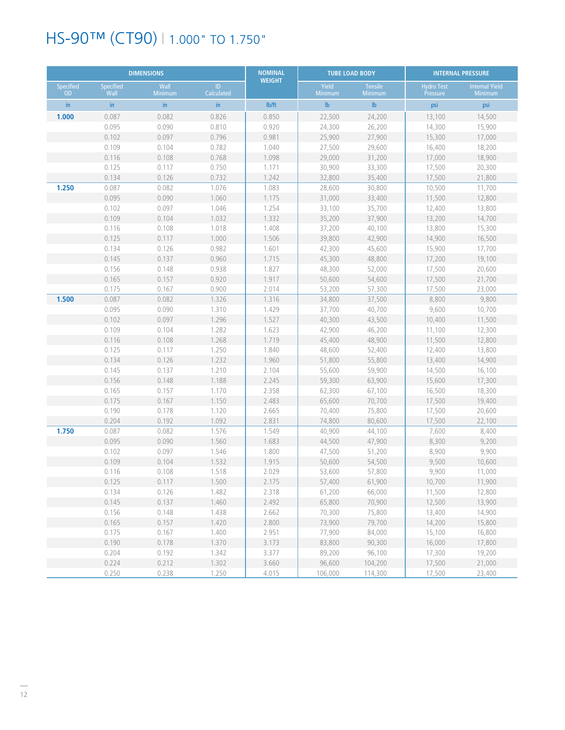# HS-90™ (CT90) | 1.000" TO 1.750"

| DIMENSIONS | | | | NOMINAL WEIGHT | TUBE LOAD BODY | | INTERNAL PRESSURE | |
|---|---|---|---|---|---|---|---|---|
| Specified OD | Specified Wall | Wall Minimum | ID Calculated | | Yield Minimum | Tensile Minimum | Hydro Test Pressure | Internal Yield Minimum |
| in | in | in | in | lb/ft | lb | lb | psi | psi |
| **1.000** | 0.087 | 0.082 | 0.826 | 0.850 | 22,500 | 24,200 | 13,100 | 14,500 |
| | 0.095 | 0.090 | 0.810 | 0.920 | 24,300 | 26,200 | 14,300 | 15,900 |
| | 0.102 | 0.097 | 0.796 | 0.981 | 25,900 | 27,900 | 15,300 | 17,000 |
| | 0.109 | 0.104 | 0.782 | 1.040 | 27,500 | 29,600 | 16,400 | 18,200 |
| | 0.116 | 0.108 | 0.768 | 1.098 | 29,000 | 31,200 | 17,000 | 18,900 |
| | 0.125 | 0.117 | 0.750 | 1.171 | 30,900 | 33,300 | 17,500 | 20,300 |
| | 0.134 | 0.126 | 0.732 | 1.242 | 32,800 | 35,400 | 17,500 | 21,800 |
| **1.250** | 0.087 | 0.082 | 1.076 | 1.083 | 28,600 | 30,800 | 10,500 | 11,700 |
| | 0.095 | 0.090 | 1.060 | 1.175 | 31,000 | 33,400 | 11,500 | 12,800 |
| | 0.102 | 0.097 | 1.046 | 1.254 | 33,100 | 35,700 | 12,400 | 13,800 |
| | 0.109 | 0.104 | 1.032 | 1.332 | 35,200 | 37,900 | 13,200 | 14,700 |
| | 0.116 | 0.108 | 1.018 | 1.408 | 37,200 | 40,100 | 13,800 | 15,300 |
| | 0.125 | 0.117 | 1.000 | 1.506 | 39,800 | 42,900 | 14,900 | 16,500 |
| | 0.134 | 0.126 | 0.982 | 1.601 | 42,300 | 45,600 | 15,900 | 17,700 |
| | 0.145 | 0.137 | 0.960 | 1.715 | 45,300 | 48,800 | 17,200 | 19,100 |
| | 0.156 | 0.148 | 0.938 | 1.827 | 48,300 | 52,000 | 17,500 | 20,600 |
| | 0.165 | 0.157 | 0.920 | 1.917 | 50,600 | 54,600 | 17,500 | 21,700 |
| | 0.175 | 0.167 | 0.900 | 2.014 | 53,200 | 57,300 | 17,500 | 23,000 |
| **1.500** | 0.087 | 0.082 | 1.326 | 1.316 | 34,800 | 37,500 | 8,800 | 9,800 |
| | 0.095 | 0.090 | 1.310 | 1.429 | 37,700 | 40,700 | 9,600 | 10,700 |
| | 0.102 | 0.097 | 1.296 | 1.527 | 40,300 | 43,500 | 10,400 | 11,500 |
| | 0.109 | 0.104 | 1.282 | 1.623 | 42,900 | 46,200 | 11,100 | 12,300 |
| | 0.116 | 0.108 | 1.268 | 1.719 | 45,400 | 48,900 | 11,500 | 12,800 |
| | 0.125 | 0.117 | 1.250 | 1.840 | 48,600 | 52,400 | 12,400 | 13,800 |
| | 0.134 | 0.126 | 1.232 | 1.960 | 51,800 | 55,800 | 13,400 | 14,900 |
| | 0.145 | 0.137 | 1.210 | 2.104 | 55,600 | 59,900 | 14,500 | 16,100 |
| | 0.156 | 0.148 | 1.188 | 2.245 | 59,300 | 63,900 | 15,600 | 17,300 |
| | 0.165 | 0.157 | 1.170 | 2.358 | 62,300 | 67,100 | 16,500 | 18,300 |
| | 0.175 | 0.167 | 1.150 | 2.483 | 65,600 | 70,700 | 17,500 | 19,400 |
| | 0.190 | 0.178 | 1.120 | 2.665 | 70,400 | 75,800 | 17,500 | 20,600 |
| | 0.204 | 0.192 | 1.092 | 2.831 | 74,800 | 80,600 | 17,500 | 22,100 |
| **1.750** | 0.087 | 0.082 | 1.576 | 1.549 | 40,900 | 44,100 | 7,600 | 8,400 |
| | 0.095 | 0.090 | 1.560 | 1.683 | 44,500 | 47,900 | 8,300 | 9,200 |
| | 0.102 | 0.097 | 1.546 | 1.800 | 47,500 | 51,200 | 8,900 | 9,900 |
| | 0.109 | 0.104 | 1.532 | 1.915 | 50,600 | 54,500 | 9,500 | 10,600 |
| | 0.116 | 0.108 | 1.518 | 2.029 | 53,600 | 57,800 | 9,900 | 11,000 |
| | 0.125 | 0.117 | 1.500 | 2.175 | 57,400 | 61,900 | 10,700 | 11,900 |
| | 0.134 | 0.126 | 1.482 | 2.318 | 61,200 | 66,000 | 11,500 | 12,800 |
| | 0.145 | 0.137 | 1.460 | 2.492 | 65,800 | 70,900 | 12,500 | 13,900 |
| | 0.156 | 0.148 | 1.438 | 2.662 | 70,300 | 75,800 | 13,400 | 14,900 |
| | 0.165 | 0.157 | 1.420 | 2.800 | 73,900 | 79,700 | 14,200 | 15,800 |
| | 0.175 | 0.167 | 1.400 | 2.951 | 77,900 | 84,000 | 15,100 | 16,800 |
| | 0.190 | 0.178 | 1.370 | 3.173 | 83,800 | 90,300 | 16,000 | 17,800 |
| | 0.204 | 0.192 | 1.342 | 3.377 | 89,200 | 96,100 | 17,300 | 19,200 |
| | 0.224 | 0.212 | 1.302 | 3.660 | 96,600 | 104,200 | 17,500 | 21,000 |
| | 0.250 | 0.238 | 1.250 | 4.015 | 106,000 | 114,300 | 17,500 | 23,400 |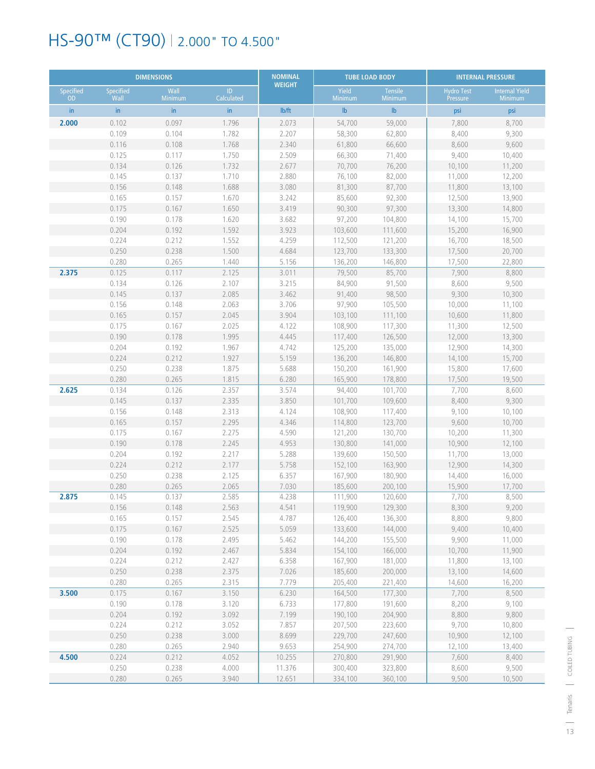# HS-90™ (CT90) | 2.000" TO 4.500"

| DIMENSIONS | | | | NOMINAL WEIGHT | TUBE LOAD BODY | | INTERNAL PRESSURE | |
|---|---|---|---|---|---|---|---|---|
| Specified OD | Specified Wall | Wall Minimum | ID Calculated | | Yield Minimum | Tensile Minimum | Hydro Test Pressure | Internal Yield Minimum |
| in | in | in | in | lb/ft | lb | lb | psi | psi |
| **2.000** | 0.102 | 0.097 | 1.796 | 2.073 | 54,700 | 59,000 | 7,800 | 8,700 |
| | 0.109 | 0.104 | 1.782 | 2.207 | 58,300 | 62,800 | 8,400 | 9,300 |
| | 0.116 | 0.108 | 1.768 | 2.340 | 61,800 | 66,600 | 8,600 | 9,600 |
| | 0.125 | 0.117 | 1.750 | 2.509 | 66,300 | 71,400 | 9,400 | 10,400 |
| | 0.134 | 0.126 | 1.732 | 2.677 | 70,700 | 76,200 | 10,100 | 11,200 |
| | 0.145 | 0.137 | 1.710 | 2.880 | 76,100 | 82,000 | 11,000 | 12,200 |
| | 0.156 | 0.148 | 1.688 | 3.080 | 81,300 | 87,700 | 11,800 | 13,100 |
| | 0.165 | 0.157 | 1.670 | 3.242 | 85,600 | 92,300 | 12,500 | 13,900 |
| | 0.175 | 0.167 | 1.650 | 3.419 | 90,300 | 97,300 | 13,300 | 14,800 |
| | 0.190 | 0.178 | 1.620 | 3.682 | 97,200 | 104,800 | 14,100 | 15,700 |
| | 0.204 | 0.192 | 1.592 | 3.923 | 103,600 | 111,600 | 15,200 | 16,900 |
| | 0.224 | 0.212 | 1.552 | 4.259 | 112,500 | 121,200 | 16,700 | 18,500 |
| | 0.250 | 0.238 | 1.500 | 4.684 | 123,700 | 133,300 | 17,500 | 20,700 |
| | 0.280 | 0.265 | 1.440 | 5.156 | 136,200 | 146,800 | 17,500 | 22,800 |
| **2.375** | 0.125 | 0.117 | 2.125 | 3.011 | 79,500 | 85,700 | 7,900 | 8,800 |
| | 0.134 | 0.126 | 2.107 | 3.215 | 84,900 | 91,500 | 8,600 | 9,500 |
| | 0.145 | 0.137 | 2.085 | 3.462 | 91,400 | 98,500 | 9,300 | 10,300 |
| | 0.156 | 0.148 | 2.063 | 3.706 | 97,900 | 105,500 | 10,000 | 11,100 |
| | 0.165 | 0.157 | 2.045 | 3.904 | 103,100 | 111,100 | 10,600 | 11,800 |
| | 0.175 | 0.167 | 2.025 | 4.122 | 108,900 | 117,300 | 11,300 | 12,500 |
| | 0.190 | 0.178 | 1.995 | 4.445 | 117,400 | 126,500 | 12,000 | 13,300 |
| | 0.204 | 0.192 | 1.967 | 4.742 | 125,200 | 135,000 | 12,900 | 14,300 |
| | 0.224 | 0.212 | 1.927 | 5.159 | 136,200 | 146,800 | 14,100 | 15,700 |
| | 0.250 | 0.238 | 1.875 | 5.688 | 150,200 | 161,900 | 15,800 | 17,600 |
| | 0.280 | 0.265 | 1.815 | 6.280 | 165,900 | 178,800 | 17,500 | 19,500 |
| **2.625** | 0.134 | 0.126 | 2.357 | 3.574 | 94,400 | 101,700 | 7,700 | 8,600 |
| | 0.145 | 0.137 | 2.335 | 3.850 | 101,700 | 109,600 | 8,400 | 9,300 |
| | 0.156 | 0.148 | 2.313 | 4.124 | 108,900 | 117,400 | 9,100 | 10,100 |
| | 0.165 | 0.157 | 2.295 | 4.346 | 114,800 | 123,700 | 9,600 | 10,700 |
| | 0.175 | 0.167 | 2.275 | 4.590 | 121,200 | 130,700 | 10,200 | 11,300 |
| | 0.190 | 0.178 | 2.245 | 4.953 | 130,800 | 141,000 | 10,900 | 12,100 |
| | 0.204 | 0.192 | 2.217 | 5.288 | 139,600 | 150,500 | 11,700 | 13,000 |
| | 0.224 | 0.212 | 2.177 | 5.758 | 152,100 | 163,900 | 12,900 | 14,300 |
| | 0.250 | 0.238 | 2.125 | 6.357 | 167,900 | 180,900 | 14,400 | 16,000 |
| | 0.280 | 0.265 | 2.065 | 7.030 | 185,600 | 200,100 | 15,900 | 17,700 |
| **2.875** | 0.145 | 0.137 | 2.585 | 4.238 | 111,900 | 120,600 | 7,700 | 8,500 |
| | 0.156 | 0.148 | 2.563 | 4.541 | 119,900 | 129,300 | 8,300 | 9,200 |
| | 0.165 | 0.157 | 2.545 | 4.787 | 126,400 | 136,300 | 8,800 | 9,800 |
| | 0.175 | 0.167 | 2.525 | 5.059 | 133,600 | 144,000 | 9,400 | 10,400 |
| | 0.190 | 0.178 | 2.495 | 5.462 | 144,200 | 155,500 | 9,900 | 11,000 |
| | 0.204 | 0.192 | 2.467 | 5.834 | 154,100 | 166,000 | 10,700 | 11,900 |
| | 0.224 | 0.212 | 2.427 | 6.358 | 167,900 | 181,000 | 11,800 | 13,100 |
| | 0.250 | 0.238 | 2.375 | 7.026 | 185,600 | 200,000 | 13,100 | 14,600 |
| | 0.280 | 0.265 | 2.315 | 7.779 | 205,400 | 221,400 | 14,600 | 16,200 |
| **3.500** | 0.175 | 0.167 | 3.150 | 6.230 | 164,500 | 177,300 | 7,700 | 8,500 |
| | 0.190 | 0.178 | 3.120 | 6.733 | 177,800 | 191,600 | 8,200 | 9,100 |
| | 0.204 | 0.192 | 3.092 | 7.199 | 190,100 | 204,900 | 8,800 | 9,800 |
| | 0.224 | 0.212 | 3.052 | 7.857 | 207,500 | 223,600 | 9,700 | 10,800 |
| | 0.250 | 0.238 | 3.000 | 8.699 | 229,700 | 247,600 | 10,900 | 12,100 |
| | 0.280 | 0.265 | 2.940 | 9.653 | 254,900 | 274,700 | 12,100 | 13,400 |
| **4.500** | 0.224 | 0.212 | 4.052 | 10.255 | 270,800 | 291,900 | 7,600 | 8,400 |
| | 0.250 | 0.238 | 4.000 | 11.376 | 300,400 | 323,800 | 8,600 | 9,500 |
| | 0.280 | 0.265 | 3.940 | 12.651 | 334,100 | 360,100 | 9,500 | 10,500 |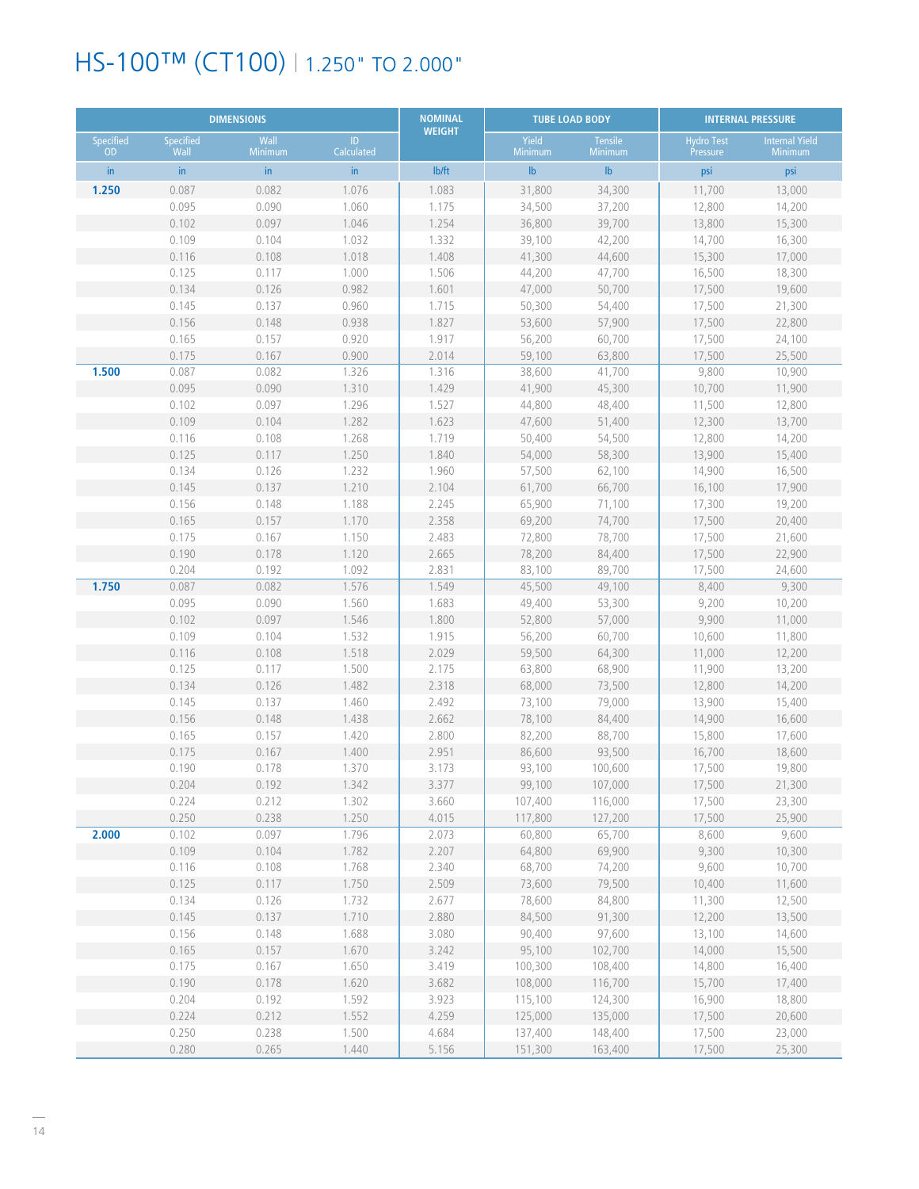# HS-100™ (CT100) | 1.250" TO 2.000"

| DIMENSIONS | | | | NOMINAL WEIGHT | TUBE LOAD BODY | | INTERNAL PRESSURE | |
|---|---|---|---|---|---|---|---|---|
| Specified OD | Specified Wall | Wall Minimum | ID Calculated | | Yield Minimum | Tensile Minimum | Hydro Test Pressure | Internal Yield Minimum |
| in | in | in | in | lb/ft | lb | lb | psi | psi |
| **1.250** | 0.087 | 0.082 | 1.076 | 1.083 | 31,800 | 34,300 | 11,700 | 13,000 |
| | 0.095 | 0.090 | 1.060 | 1.175 | 34,500 | 37,200 | 12,800 | 14,200 |
| | 0.102 | 0.097 | 1.046 | 1.254 | 36,800 | 39,700 | 13,800 | 15,300 |
| | 0.109 | 0.104 | 1.032 | 1.332 | 39,100 | 42,200 | 14,700 | 16,300 |
| | 0.116 | 0.108 | 1.018 | 1.408 | 41,300 | 44,600 | 15,300 | 17,000 |
| | 0.125 | 0.117 | 1.000 | 1.506 | 44,200 | 47,700 | 16,500 | 18,300 |
| | 0.134 | 0.126 | 0.982 | 1.601 | 47,000 | 50,700 | 17,500 | 19,600 |
| | 0.145 | 0.137 | 0.960 | 1.715 | 50,300 | 54,400 | 17,500 | 21,300 |
| | 0.156 | 0.148 | 0.938 | 1.827 | 53,600 | 57,900 | 17,500 | 22,800 |
| | 0.165 | 0.157 | 0.920 | 1.917 | 56,200 | 60,700 | 17,500 | 24,100 |
| | 0.175 | 0.167 | 0.900 | 2.014 | 59,100 | 63,800 | 17,500 | 25,500 |
| **1.500** | 0.087 | 0.082 | 1.326 | 1.316 | 38,600 | 41,700 | 9,800 | 10,900 |
| | 0.095 | 0.090 | 1.310 | 1.429 | 41,900 | 45,300 | 10,700 | 11,900 |
| | 0.102 | 0.097 | 1.296 | 1.527 | 44,800 | 48,400 | 11,500 | 12,800 |
| | 0.109 | 0.104 | 1.282 | 1.623 | 47,600 | 51,400 | 12,300 | 13,700 |
| | 0.116 | 0.108 | 1.268 | 1.719 | 50,400 | 54,500 | 12,800 | 14,200 |
| | 0.125 | 0.117 | 1.250 | 1.840 | 54,000 | 58,300 | 13,900 | 15,400 |
| | 0.134 | 0.126 | 1.232 | 1.960 | 57,500 | 62,100 | 14,900 | 16,500 |
| | 0.145 | 0.137 | 1.210 | 2.104 | 61,700 | 66,700 | 16,100 | 17,900 |
| | 0.156 | 0.148 | 1.188 | 2.245 | 65,900 | 71,100 | 17,300 | 19,200 |
| | 0.165 | 0.157 | 1.170 | 2.358 | 69,200 | 74,700 | 17,500 | 20,400 |
| | 0.175 | 0.167 | 1.150 | 2.483 | 72,800 | 78,700 | 17,500 | 21,600 |
| | 0.190 | 0.178 | 1.120 | 2.665 | 78,200 | 84,400 | 17,500 | 22,900 |
| | 0.204 | 0.192 | 1.092 | 2.831 | 83,100 | 89,700 | 17,500 | 24,600 |
| **1.750** | 0.087 | 0.082 | 1.576 | 1.549 | 45,500 | 49,100 | 8,400 | 9,300 |
| | 0.095 | 0.090 | 1.560 | 1.683 | 49,400 | 53,300 | 9,200 | 10,200 |
| | 0.102 | 0.097 | 1.546 | 1.800 | 52,800 | 57,000 | 9,900 | 11,000 |
| | 0.109 | 0.104 | 1.532 | 1.915 | 56,200 | 60,700 | 10,600 | 11,800 |
| | 0.116 | 0.108 | 1.518 | 2.029 | 59,500 | 64,300 | 11,000 | 12,200 |
| | 0.125 | 0.117 | 1.500 | 2.175 | 63,800 | 68,900 | 11,900 | 13,200 |
| | 0.134 | 0.126 | 1.482 | 2.318 | 68,000 | 73,500 | 12,800 | 14,200 |
| | 0.145 | 0.137 | 1.460 | 2.492 | 73,100 | 79,000 | 13,900 | 15,400 |
| | 0.156 | 0.148 | 1.438 | 2.662 | 78,100 | 84,400 | 14,900 | 16,600 |
| | 0.165 | 0.157 | 1.420 | 2.800 | 82,200 | 88,700 | 15,800 | 17,600 |
| | 0.175 | 0.167 | 1.400 | 2.951 | 86,600 | 93,500 | 16,700 | 18,600 |
| | 0.190 | 0.178 | 1.370 | 3.173 | 93,100 | 100,600 | 17,500 | 19,800 |
| | 0.204 | 0.192 | 1.342 | 3.377 | 99,100 | 107,000 | 17,500 | 21,300 |
| | 0.224 | 0.212 | 1.302 | 3.660 | 107,400 | 116,000 | 17,500 | 23,300 |
| | 0.250 | 0.238 | 1.250 | 4.015 | 117,800 | 127,200 | 17,500 | 25,900 |
| **2.000** | 0.102 | 0.097 | 1.796 | 2.073 | 60,800 | 65,700 | 8,600 | 9,600 |
| | 0.109 | 0.104 | 1.782 | 2.207 | 64,800 | 69,900 | 9,300 | 10,300 |
| | 0.116 | 0.108 | 1.768 | 2.340 | 68,700 | 74,200 | 9,600 | 10,700 |
| | 0.125 | 0.117 | 1.750 | 2.509 | 73,600 | 79,500 | 10,400 | 11,600 |
| | 0.134 | 0.126 | 1.732 | 2.677 | 78,600 | 84,800 | 11,300 | 12,500 |
| | 0.145 | 0.137 | 1.710 | 2.880 | 84,500 | 91,300 | 12,200 | 13,500 |
| | 0.156 | 0.148 | 1.688 | 3.080 | 90,400 | 97,600 | 13,100 | 14,600 |
| | 0.165 | 0.157 | 1.670 | 3.242 | 95,100 | 102,700 | 14,000 | 15,500 |
| | 0.175 | 0.167 | 1.650 | 3.419 | 100,300 | 108,400 | 14,800 | 16,400 |
| | 0.190 | 0.178 | 1.620 | 3.682 | 108,000 | 116,700 | 15,700 | 17,400 |
| | 0.204 | 0.192 | 1.592 | 3.923 | 115,100 | 124,300 | 16,900 | 18,800 |
| | 0.224 | 0.212 | 1.552 | 4.259 | 125,000 | 135,000 | 17,500 | 20,600 |
| | 0.250 | 0.238 | 1.500 | 4.684 | 137,400 | 148,400 | 17,500 | 23,000 |
| | 0.280 | 0.265 | 1.440 | 5.156 | 151,300 | 163,400 | 17,500 | 25,300 |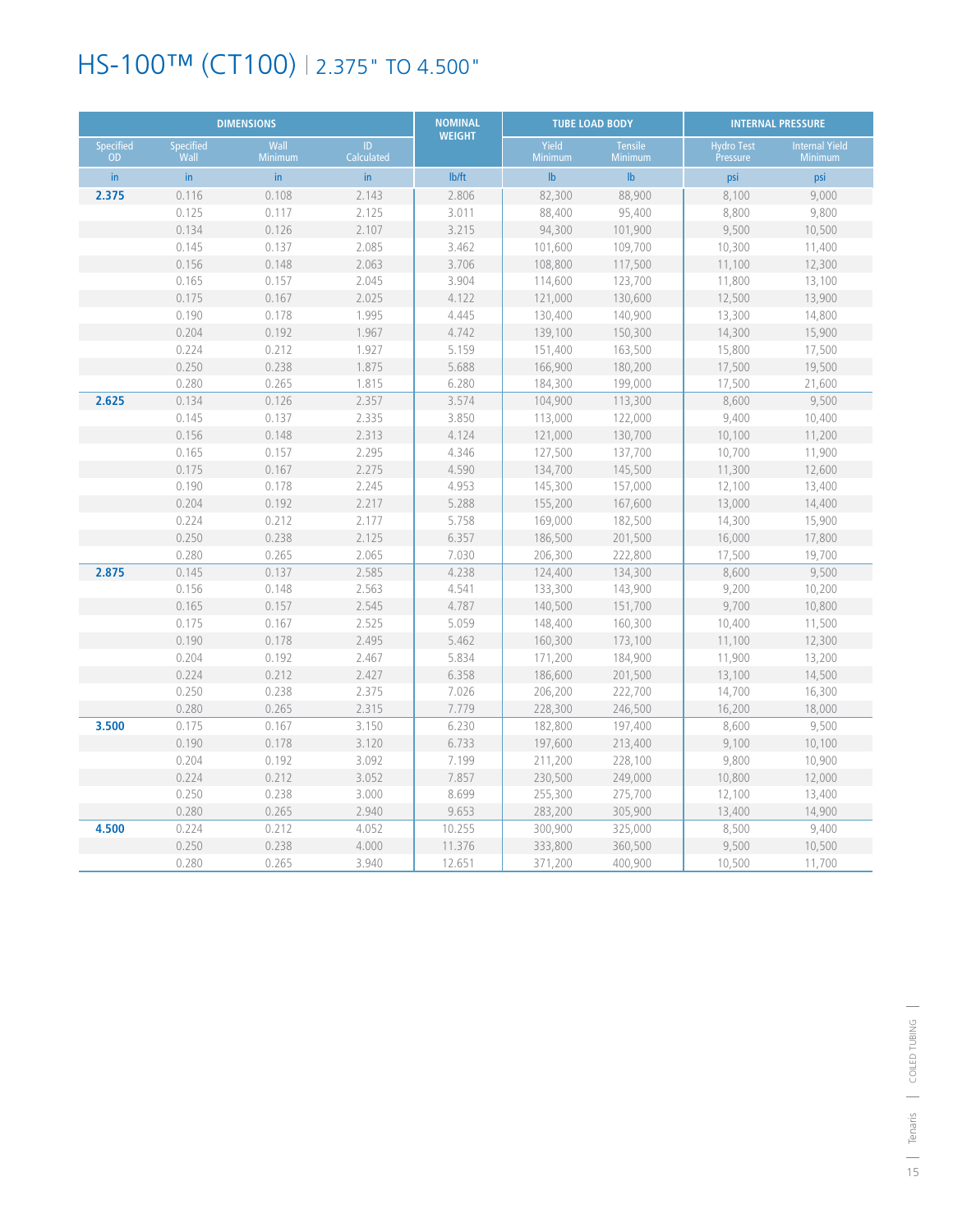# HS-100™ (CT100) | 2.375" TO 4.500"

| DIMENSIONS | | | | NOMINAL WEIGHT | TUBE LOAD BODY | | INTERNAL PRESSURE | |
|---|---|---|---|---|---|---|---|---|
| Specified OD | Specified Wall | Wall Minimum | ID Calculated | | Yield Minimum | Tensile Minimum | Hydro Test Pressure | Internal Yield Minimum |
| in | in | in | in | lb/ft | lb | lb | psi | psi |
| **2.375** | 0.116 | 0.108 | 2.143 | 2.806 | 82,300 | 88,900 | 8,100 | 9,000 |
| | 0.125 | 0.117 | 2.125 | 3.011 | 88,400 | 95,400 | 8,800 | 9,800 |
| | 0.134 | 0.126 | 2.107 | 3.215 | 94,300 | 101,900 | 9,500 | 10,500 |
| | 0.145 | 0.137 | 2.085 | 3.462 | 101,600 | 109,700 | 10,300 | 11,400 |
| | 0.156 | 0.148 | 2.063 | 3.706 | 108,800 | 117,500 | 11,100 | 12,300 |
| | 0.165 | 0.157 | 2.045 | 3.904 | 114,600 | 123,700 | 11,800 | 13,100 |
| | 0.175 | 0.167 | 2.025 | 4.122 | 121,000 | 130,600 | 12,500 | 13,900 |
| | 0.190 | 0.178 | 1.995 | 4.445 | 130,400 | 140,900 | 13,300 | 14,800 |
| | 0.204 | 0.192 | 1.967 | 4.742 | 139,100 | 150,300 | 14,300 | 15,900 |
| | 0.224 | 0.212 | 1.927 | 5.159 | 151,400 | 163,500 | 15,800 | 17,500 |
| | 0.250 | 0.238 | 1.875 | 5.688 | 166,900 | 180,200 | 17,500 | 19,500 |
| | 0.280 | 0.265 | 1.815 | 6.280 | 184,300 | 199,000 | 17,500 | 21,600 |
| **2.625** | 0.134 | 0.126 | 2.357 | 3.574 | 104,900 | 113,300 | 8,600 | 9,500 |
| | 0.145 | 0.137 | 2.335 | 3.850 | 113,000 | 122,000 | 9,400 | 10,400 |
| | 0.156 | 0.148 | 2.313 | 4.124 | 121,000 | 130,700 | 10,100 | 11,200 |
| | 0.165 | 0.157 | 2.295 | 4.346 | 127,500 | 137,700 | 10,700 | 11,900 |
| | 0.175 | 0.167 | 2.275 | 4.590 | 134,700 | 145,500 | 11,300 | 12,600 |
| | 0.190 | 0.178 | 2.245 | 4.953 | 145,300 | 157,000 | 12,100 | 13,400 |
| | 0.204 | 0.192 | 2.217 | 5.288 | 155,200 | 167,600 | 13,000 | 14,400 |
| | 0.224 | 0.212 | 2.177 | 5.758 | 169,000 | 182,500 | 14,300 | 15,900 |
| | 0.250 | 0.238 | 2.125 | 6.357 | 186,500 | 201,500 | 16,000 | 17,800 |
| | 0.280 | 0.265 | 2.065 | 7.030 | 206,300 | 222,800 | 17,500 | 19,700 |
| **2.875** | 0.145 | 0.137 | 2.585 | 4.238 | 124,400 | 134,300 | 8,600 | 9,500 |
| | 0.156 | 0.148 | 2.563 | 4.541 | 133,300 | 143,900 | 9,200 | 10,200 |
| | 0.165 | 0.157 | 2.545 | 4.787 | 140,500 | 151,700 | 9,700 | 10,800 |
| | 0.175 | 0.167 | 2.525 | 5.059 | 148,400 | 160,300 | 10,400 | 11,500 |
| | 0.190 | 0.178 | 2.495 | 5.462 | 160,300 | 173,100 | 11,100 | 12,300 |
| | 0.204 | 0.192 | 2.467 | 5.834 | 171,200 | 184,900 | 11,900 | 13,200 |
| | 0.224 | 0.212 | 2.427 | 6.358 | 186,600 | 201,500 | 13,100 | 14,500 |
| | 0.250 | 0.238 | 2.375 | 7.026 | 206,200 | 222,700 | 14,700 | 16,300 |
| | 0.280 | 0.265 | 2.315 | 7.779 | 228,300 | 246,500 | 16,200 | 18,000 |
| **3.500** | 0.175 | 0.167 | 3.150 | 6.230 | 182,800 | 197,400 | 8,600 | 9,500 |
| | 0.190 | 0.178 | 3.120 | 6.733 | 197,600 | 213,400 | 9,100 | 10,100 |
| | 0.204 | 0.192 | 3.092 | 7.199 | 211,200 | 228,100 | 9,800 | 10,900 |
| | 0.224 | 0.212 | 3.052 | 7.857 | 230,500 | 249,000 | 10,800 | 12,000 |
| | 0.250 | 0.238 | 3.000 | 8.699 | 255,300 | 275,700 | 12,100 | 13,400 |
| | 0.280 | 0.265 | 2.940 | 9.653 | 283,200 | 305,900 | 13,400 | 14,900 |
| **4.500** | 0.224 | 0.212 | 4.052 | 10.255 | 300,900 | 325,000 | 8,500 | 9,400 |
| | 0.250 | 0.238 | 4.000 | 11.376 | 333,800 | 360,500 | 9,500 | 10,500 |
| | 0.280 | 0.265 | 3.940 | 12.651 | 371,200 | 400,900 | 10,500 | 11,700 |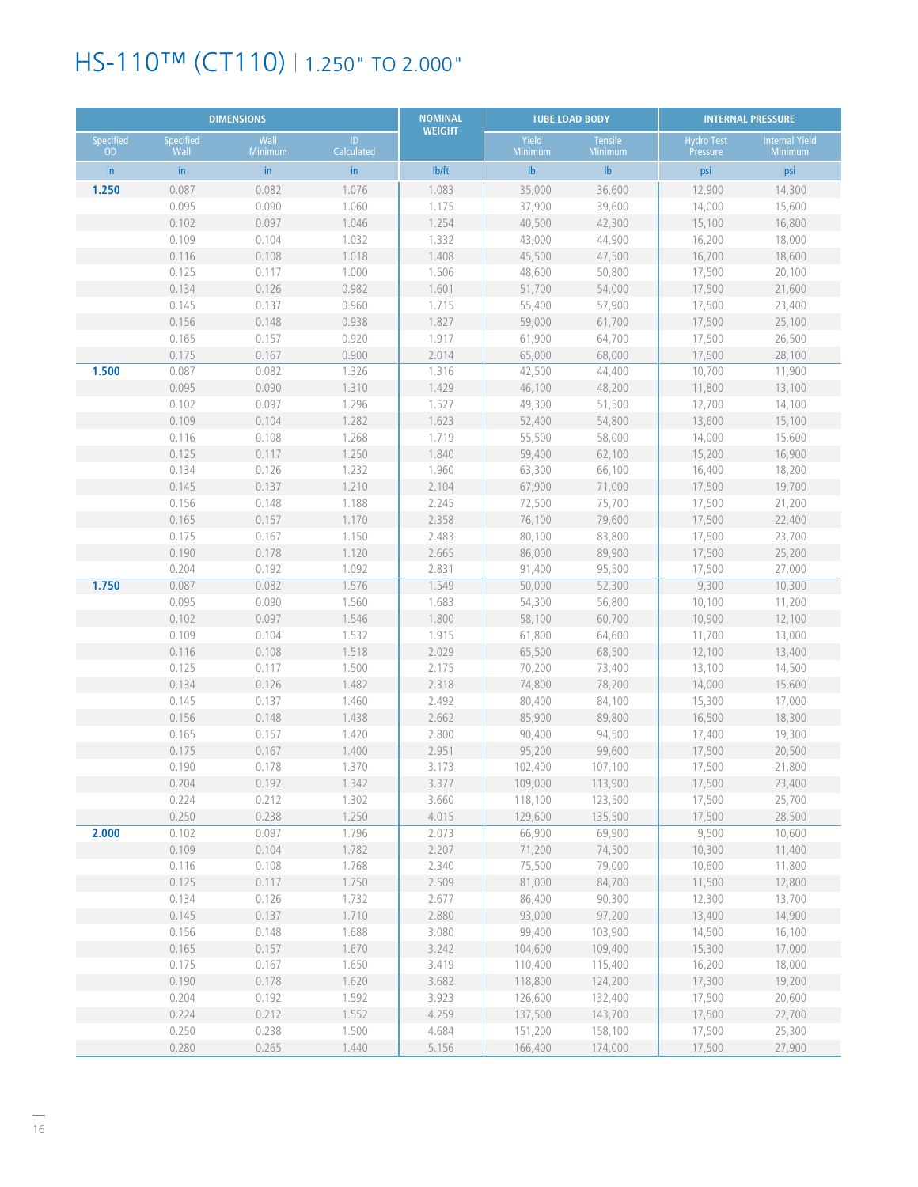# HS-110™ (CT110) | 1.250" TO 2.000"

| DIMENSIONS | | | | NOMINAL WEIGHT | TUBE LOAD BODY | | INTERNAL PRESSURE | |
|---|---|---|---|---|---|---|---|---|
| Specified OD | Specified Wall | Wall Minimum | ID Calculated | | Yield Minimum | Tensile Minimum | Hydro Test Pressure | Internal Yield Minimum |
| in | in | in | in | lb/ft | lb | lb | psi | psi |
| **1.250** | 0.087 | 0.082 | 1.076 | 1.083 | 35,000 | 36,600 | 12,900 | 14,300 |
| | 0.095 | 0.090 | 1.060 | 1.175 | 37,900 | 39,600 | 14,000 | 15,600 |
| | 0.102 | 0.097 | 1.046 | 1.254 | 40,500 | 42,300 | 15,100 | 16,800 |
| | 0.109 | 0.104 | 1.032 | 1.332 | 43,000 | 44,900 | 16,200 | 18,000 |
| | 0.116 | 0.108 | 1.018 | 1.408 | 45,500 | 47,500 | 16,700 | 18,600 |
| | 0.125 | 0.117 | 1.000 | 1.506 | 48,600 | 50,800 | 17,500 | 20,100 |
| | 0.134 | 0.126 | 0.982 | 1.601 | 51,700 | 54,000 | 17,500 | 21,600 |
| | 0.145 | 0.137 | 0.960 | 1.715 | 55,400 | 57,900 | 17,500 | 23,400 |
| | 0.156 | 0.148 | 0.938 | 1.827 | 59,000 | 61,700 | 17,500 | 25,100 |
| | 0.165 | 0.157 | 0.920 | 1.917 | 61,900 | 64,700 | 17,500 | 26,500 |
| | 0.175 | 0.167 | 0.900 | 2.014 | 65,000 | 68,000 | 17,500 | 28,100 |
| **1.500** | 0.087 | 0.082 | 1.326 | 1.316 | 42,500 | 44,400 | 10,700 | 11,900 |
| | 0.095 | 0.090 | 1.310 | 1.429 | 46,100 | 48,200 | 11,800 | 13,100 |
| | 0.102 | 0.097 | 1.296 | 1.527 | 49,300 | 51,500 | 12,700 | 14,100 |
| | 0.109 | 0.104 | 1.282 | 1.623 | 52,400 | 54,800 | 13,600 | 15,100 |
| | 0.116 | 0.108 | 1.268 | 1.719 | 55,500 | 58,000 | 14,000 | 15,600 |
| | 0.125 | 0.117 | 1.250 | 1.840 | 59,400 | 62,100 | 15,200 | 16,900 |
| | 0.134 | 0.126 | 1.232 | 1.960 | 63,300 | 66,100 | 16,400 | 18,200 |
| | 0.145 | 0.137 | 1.210 | 2.104 | 67,900 | 71,000 | 17,500 | 19,700 |
| | 0.156 | 0.148 | 1.188 | 2.245 | 72,500 | 75,700 | 17,500 | 21,200 |
| | 0.165 | 0.157 | 1.170 | 2.358 | 76,100 | 79,600 | 17,500 | 22,400 |
| | 0.175 | 0.167 | 1.150 | 2.483 | 80,100 | 83,800 | 17,500 | 23,700 |
| | 0.190 | 0.178 | 1.120 | 2.665 | 86,000 | 89,900 | 17,500 | 25,200 |
| | 0.204 | 0.192 | 1.092 | 2.831 | 91,400 | 95,500 | 17,500 | 27,000 |
| **1.750** | 0.087 | 0.082 | 1.576 | 1.549 | 50,000 | 52,300 | 9,300 | 10,300 |
| | 0.095 | 0.090 | 1.560 | 1.683 | 54,300 | 56,800 | 10,100 | 11,200 |
| | 0.102 | 0.097 | 1.546 | 1.800 | 58,100 | 60,700 | 10,900 | 12,100 |
| | 0.109 | 0.104 | 1.532 | 1.915 | 61,800 | 64,600 | 11,700 | 13,000 |
| | 0.116 | 0.108 | 1.518 | 2.029 | 65,500 | 68,500 | 12,100 | 13,400 |
| | 0.125 | 0.117 | 1.500 | 2.175 | 70,200 | 73,400 | 13,100 | 14,500 |
| | 0.134 | 0.126 | 1.482 | 2.318 | 74,800 | 78,200 | 14,000 | 15,600 |
| | 0.145 | 0.137 | 1.460 | 2.492 | 80,400 | 84,100 | 15,300 | 17,000 |
| | 0.156 | 0.148 | 1.438 | 2.662 | 85,900 | 89,800 | 16,500 | 18,300 |
| | 0.165 | 0.157 | 1.420 | 2.800 | 90,400 | 94,500 | 17,400 | 19,300 |
| | 0.175 | 0.167 | 1.400 | 2.951 | 95,200 | 99,600 | 17,500 | 20,500 |
| | 0.190 | 0.178 | 1.370 | 3.173 | 102,400 | 107,100 | 17,500 | 21,800 |
| | 0.204 | 0.192 | 1.342 | 3.377 | 109,000 | 113,900 | 17,500 | 23,400 |
| | 0.224 | 0.212 | 1.302 | 3.660 | 118,100 | 123,500 | 17,500 | 25,700 |
| | 0.250 | 0.238 | 1.250 | 4.015 | 129,600 | 135,500 | 17,500 | 28,500 |
| **2.000** | 0.102 | 0.097 | 1.796 | 2.073 | 66,900 | 69,900 | 9,500 | 10,600 |
| | 0.109 | 0.104 | 1.782 | 2.207 | 71,200 | 74,500 | 10,300 | 11,400 |
| | 0.116 | 0.108 | 1.768 | 2.340 | 75,500 | 79,000 | 10,600 | 11,800 |
| | 0.125 | 0.117 | 1.750 | 2.509 | 81,000 | 84,700 | 11,500 | 12,800 |
| | 0.134 | 0.126 | 1.732 | 2.677 | 86,400 | 90,300 | 12,300 | 13,700 |
| | 0.145 | 0.137 | 1.710 | 2.880 | 93,000 | 97,200 | 13,400 | 14,900 |
| | 0.156 | 0.148 | 1.688 | 3.080 | 99,400 | 103,900 | 14,500 | 16,100 |
| | 0.165 | 0.157 | 1.670 | 3.242 | 104,600 | 109,400 | 15,300 | 17,000 |
| | 0.175 | 0.167 | 1.650 | 3.419 | 110,400 | 115,400 | 16,200 | 18,000 |
| | 0.190 | 0.178 | 1.620 | 3.682 | 118,800 | 124,200 | 17,300 | 19,200 |
| | 0.204 | 0.192 | 1.592 | 3.923 | 126,600 | 132,400 | 17,500 | 20,600 |
| | 0.224 | 0.212 | 1.552 | 4.259 | 137,500 | 143,700 | 17,500 | 22,700 |
| | 0.250 | 0.238 | 1.500 | 4.684 | 151,200 | 158,100 | 17,500 | 25,300 |
| | 0.280 | 0.265 | 1.440 | 5.156 | 166,400 | 174,000 | 17,500 | 27,900 |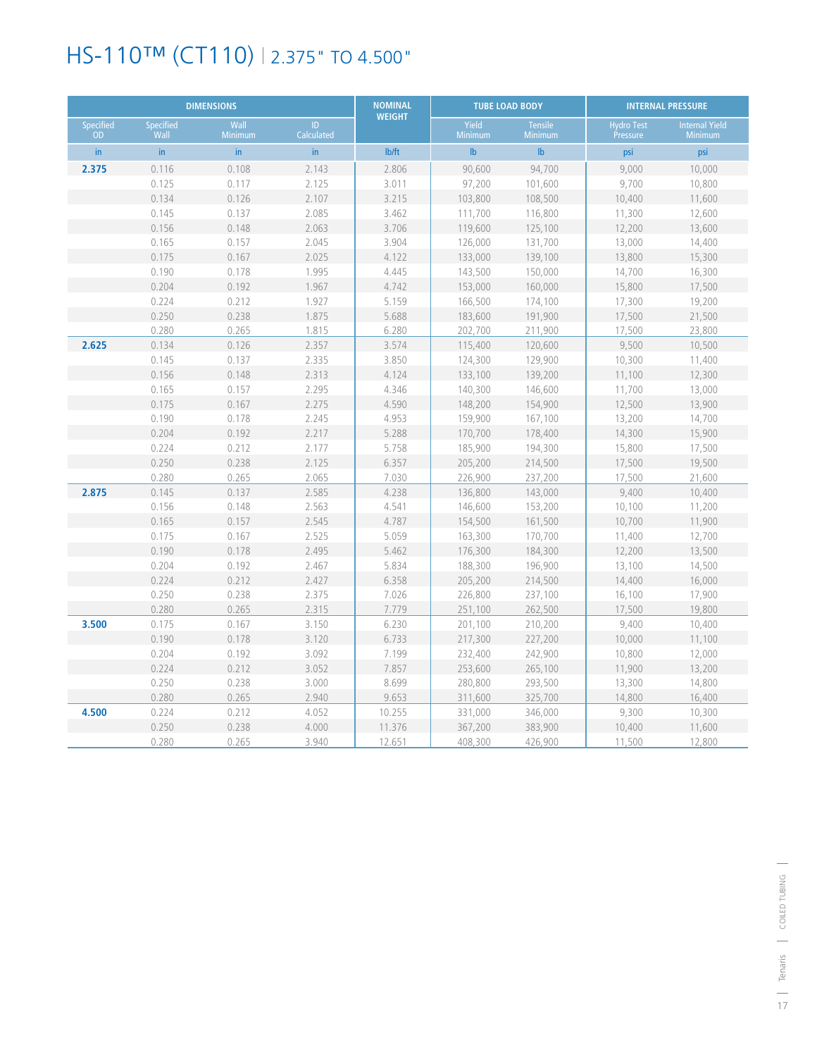# HS-110™ (CT110) | 2.375" TO 4.500"

| DIMENSIONS | | | | NOMINAL WEIGHT | TUBE LOAD BODY | | INTERNAL PRESSURE | |
|---|---|---|---|---|---|---|---|---|
| Specified OD | Specified Wall | Wall Minimum | ID Calculated | | Yield Minimum | Tensile Minimum | Hydro Test Pressure | Internal Yield Minimum |
| in | in | in | in | lb/ft | lb | lb | psi | psi |
| **2.375** | 0.116 | 0.108 | 2.143 | 2.806 | 90,600 | 94,700 | 9,000 | 10,000 |
| | 0.125 | 0.117 | 2.125 | 3.011 | 97,200 | 101,600 | 9,700 | 10,800 |
| | 0.134 | 0.126 | 2.107 | 3.215 | 103,800 | 108,500 | 10,400 | 11,600 |
| | 0.145 | 0.137 | 2.085 | 3.462 | 111,700 | 116,800 | 11,300 | 12,600 |
| | 0.156 | 0.148 | 2.063 | 3.706 | 119,600 | 125,100 | 12,200 | 13,600 |
| | 0.165 | 0.157 | 2.045 | 3.904 | 126,000 | 131,700 | 13,000 | 14,400 |
| | 0.175 | 0.167 | 2.025 | 4.122 | 133,000 | 139,100 | 13,800 | 15,300 |
| | 0.190 | 0.178 | 1.995 | 4.445 | 143,500 | 150,000 | 14,700 | 16,300 |
| | 0.204 | 0.192 | 1.967 | 4.742 | 153,000 | 160,000 | 15,800 | 17,500 |
| | 0.224 | 0.212 | 1.927 | 5.159 | 166,500 | 174,100 | 17,300 | 19,200 |
| | 0.250 | 0.238 | 1.875 | 5.688 | 183,600 | 191,900 | 17,500 | 21,500 |
| | 0.280 | 0.265 | 1.815 | 6.280 | 202,700 | 211,900 | 17,500 | 23,800 |
| **2.625** | 0.134 | 0.126 | 2.357 | 3.574 | 115,400 | 120,600 | 9,500 | 10,500 |
| | 0.145 | 0.137 | 2.335 | 3.850 | 124,300 | 129,900 | 10,300 | 11,400 |
| | 0.156 | 0.148 | 2.313 | 4.124 | 133,100 | 139,200 | 11,100 | 12,300 |
| | 0.165 | 0.157 | 2.295 | 4.346 | 140,300 | 146,600 | 11,700 | 13,000 |
| | 0.175 | 0.167 | 2.275 | 4.590 | 148,200 | 154,900 | 12,500 | 13,900 |
| | 0.190 | 0.178 | 2.245 | 4.953 | 159,900 | 167,100 | 13,200 | 14,700 |
| | 0.204 | 0.192 | 2.217 | 5.288 | 170,700 | 178,400 | 14,300 | 15,900 |
| | 0.224 | 0.212 | 2.177 | 5.758 | 185,900 | 194,300 | 15,800 | 17,500 |
| | 0.250 | 0.238 | 2.125 | 6.357 | 205,200 | 214,500 | 17,500 | 19,500 |
| | 0.280 | 0.265 | 2.065 | 7.030 | 226,900 | 237,200 | 17,500 | 21,600 |
| **2.875** | 0.145 | 0.137 | 2.585 | 4.238 | 136,800 | 143,000 | 9,400 | 10,400 |
| | 0.156 | 0.148 | 2.563 | 4.541 | 146,600 | 153,200 | 10,100 | 11,200 |
| | 0.165 | 0.157 | 2.545 | 4.787 | 154,500 | 161,500 | 10,700 | 11,900 |
| | 0.175 | 0.167 | 2.525 | 5.059 | 163,300 | 170,700 | 11,400 | 12,700 |
| | 0.190 | 0.178 | 2.495 | 5.462 | 176,300 | 184,300 | 12,200 | 13,500 |
| | 0.204 | 0.192 | 2.467 | 5.834 | 188,300 | 196,900 | 13,100 | 14,500 |
| | 0.224 | 0.212 | 2.427 | 6.358 | 205,200 | 214,500 | 14,400 | 16,000 |
| | 0.250 | 0.238 | 2.375 | 7.026 | 226,800 | 237,100 | 16,100 | 17,900 |
| | 0.280 | 0.265 | 2.315 | 7.779 | 251,100 | 262,500 | 17,500 | 19,800 |
| **3.500** | 0.175 | 0.167 | 3.150 | 6.230 | 201,100 | 210,200 | 9,400 | 10,400 |
| | 0.190 | 0.178 | 3.120 | 6.733 | 217,300 | 227,200 | 10,000 | 11,100 |
| | 0.204 | 0.192 | 3.092 | 7.199 | 232,400 | 242,900 | 10,800 | 12,000 |
| | 0.224 | 0.212 | 3.052 | 7.857 | 253,600 | 265,100 | 11,900 | 13,200 |
| | 0.250 | 0.238 | 3.000 | 8.699 | 280,800 | 293,500 | 13,300 | 14,800 |
| | 0.280 | 0.265 | 2.940 | 9.653 | 311,600 | 325,700 | 14,800 | 16,400 |
| **4.500** | 0.224 | 0.212 | 4.052 | 10.255 | 331,000 | 346,000 | 9,300 | 10,300 |
| | 0.250 | 0.238 | 4.000 | 11.376 | 367,200 | 383,900 | 10,400 | 11,600 |
| | 0.280 | 0.265 | 3.940 | 12.651 | 408,300 | 426,900 | 11,500 | 12,800 |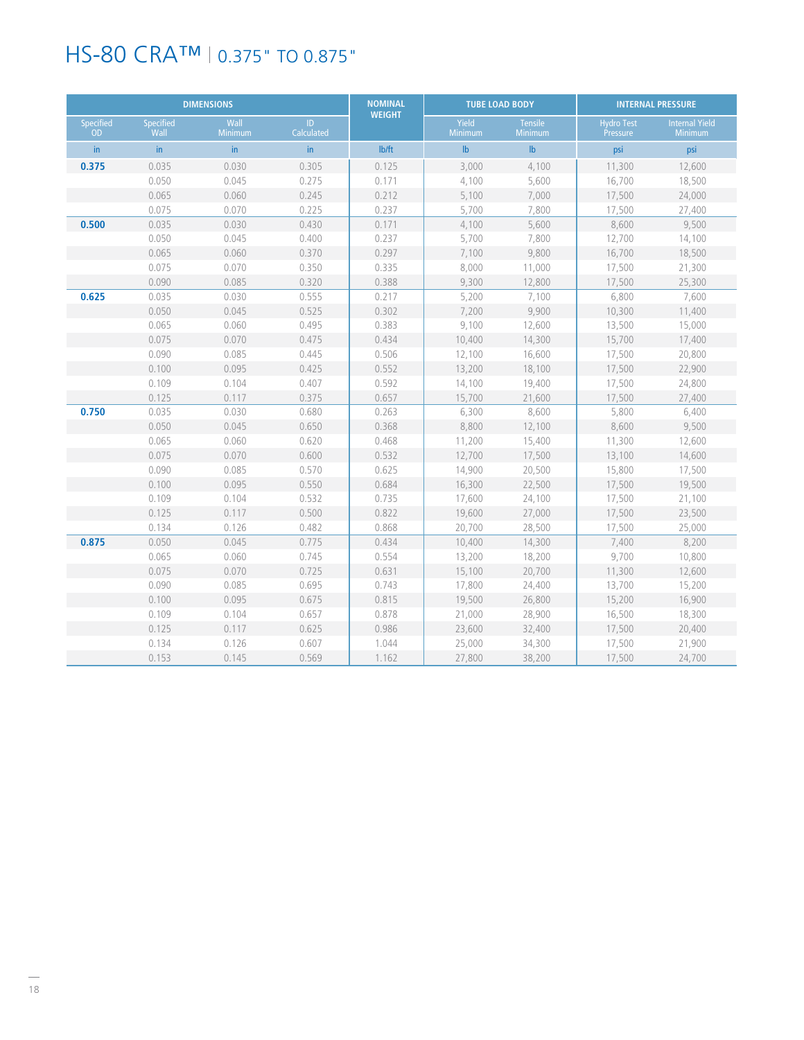# HS-80 CRA™ | 0.375" TO 0.875"

| DIMENSIONS | | | | NOMINAL WEIGHT | TUBE LOAD BODY | | INTERNAL PRESSURE | |
|---|---|---|---|---|---|---|---|---|
| Specified OD | Specified Wall | Wall Minimum | ID Calculated | | Yield Minimum | Tensile Minimum | Hydro Test Pressure | Internal Yield Minimum |
| in | in | in | in | lb/ft | lb | lb | psi | psi |
| **0.375** | 0.035 | 0.030 | 0.305 | 0.125 | 3,000 | 4,100 | 11,300 | 12,600 |
| | 0.050 | 0.045 | 0.275 | 0.171 | 4,100 | 5,600 | 16,700 | 18,500 |
| | 0.065 | 0.060 | 0.245 | 0.212 | 5,100 | 7,000 | 17,500 | 24,000 |
| | 0.075 | 0.070 | 0.225 | 0.237 | 5,700 | 7,800 | 17,500 | 27,400 |
| **0.500** | 0.035 | 0.030 | 0.430 | 0.171 | 4,100 | 5,600 | 8,600 | 9,500 |
| | 0.050 | 0.045 | 0.400 | 0.237 | 5,700 | 7,800 | 12,700 | 14,100 |
| | 0.065 | 0.060 | 0.370 | 0.297 | 7,100 | 9,800 | 16,700 | 18,500 |
| | 0.075 | 0.070 | 0.350 | 0.335 | 8,000 | 11,000 | 17,500 | 21,300 |
| | 0.090 | 0.085 | 0.320 | 0.388 | 9,300 | 12,800 | 17,500 | 25,300 |
| **0.625** | 0.035 | 0.030 | 0.555 | 0.217 | 5,200 | 7,100 | 6,800 | 7,600 |
| | 0.050 | 0.045 | 0.525 | 0.302 | 7,200 | 9,900 | 10,300 | 11,400 |
| | 0.065 | 0.060 | 0.495 | 0.383 | 9,100 | 12,600 | 13,500 | 15,000 |
| | 0.075 | 0.070 | 0.475 | 0.434 | 10,400 | 14,300 | 15,700 | 17,400 |
| | 0.090 | 0.085 | 0.445 | 0.506 | 12,100 | 16,600 | 17,500 | 20,800 |
| | 0.100 | 0.095 | 0.425 | 0.552 | 13,200 | 18,100 | 17,500 | 22,900 |
| | 0.109 | 0.104 | 0.407 | 0.592 | 14,100 | 19,400 | 17,500 | 24,800 |
| | 0.125 | 0.117 | 0.375 | 0.657 | 15,700 | 21,600 | 17,500 | 27,400 |
| **0.750** | 0.035 | 0.030 | 0.680 | 0.263 | 6,300 | 8,600 | 5,800 | 6,400 |
| | 0.050 | 0.045 | 0.650 | 0.368 | 8,800 | 12,100 | 8,600 | 9,500 |
| | 0.065 | 0.060 | 0.620 | 0.468 | 11,200 | 15,400 | 11,300 | 12,600 |
| | 0.075 | 0.070 | 0.600 | 0.532 | 12,700 | 17,500 | 13,100 | 14,600 |
| | 0.090 | 0.085 | 0.570 | 0.625 | 14,900 | 20,500 | 15,800 | 17,500 |
| | 0.100 | 0.095 | 0.550 | 0.684 | 16,300 | 22,500 | 17,500 | 19,500 |
| | 0.109 | 0.104 | 0.532 | 0.735 | 17,600 | 24,100 | 17,500 | 21,100 |
| | 0.125 | 0.117 | 0.500 | 0.822 | 19,600 | 27,000 | 17,500 | 23,500 |
| | 0.134 | 0.126 | 0.482 | 0.868 | 20,700 | 28,500 | 17,500 | 25,000 |
| **0.875** | 0.050 | 0.045 | 0.775 | 0.434 | 10,400 | 14,300 | 7,400 | 8,200 |
| | 0.065 | 0.060 | 0.745 | 0.554 | 13,200 | 18,200 | 9,700 | 10,800 |
| | 0.075 | 0.070 | 0.725 | 0.631 | 15,100 | 20,700 | 11,300 | 12,600 |
| | 0.090 | 0.085 | 0.695 | 0.743 | 17,800 | 24,400 | 13,700 | 15,200 |
| | 0.100 | 0.095 | 0.675 | 0.815 | 19,500 | 26,800 | 15,200 | 16,900 |
| | 0.109 | 0.104 | 0.657 | 0.878 | 21,000 | 28,900 | 16,500 | 18,300 |
| | 0.125 | 0.117 | 0.625 | 0.986 | 23,600 | 32,400 | 17,500 | 20,400 |
| | 0.134 | 0.126 | 0.607 | 1.044 | 25,000 | 34,300 | 17,500 | 21,900 |
| | 0.153 | 0.145 | 0.569 | 1.162 | 27,800 | 38,200 | 17,500 | 24,700 |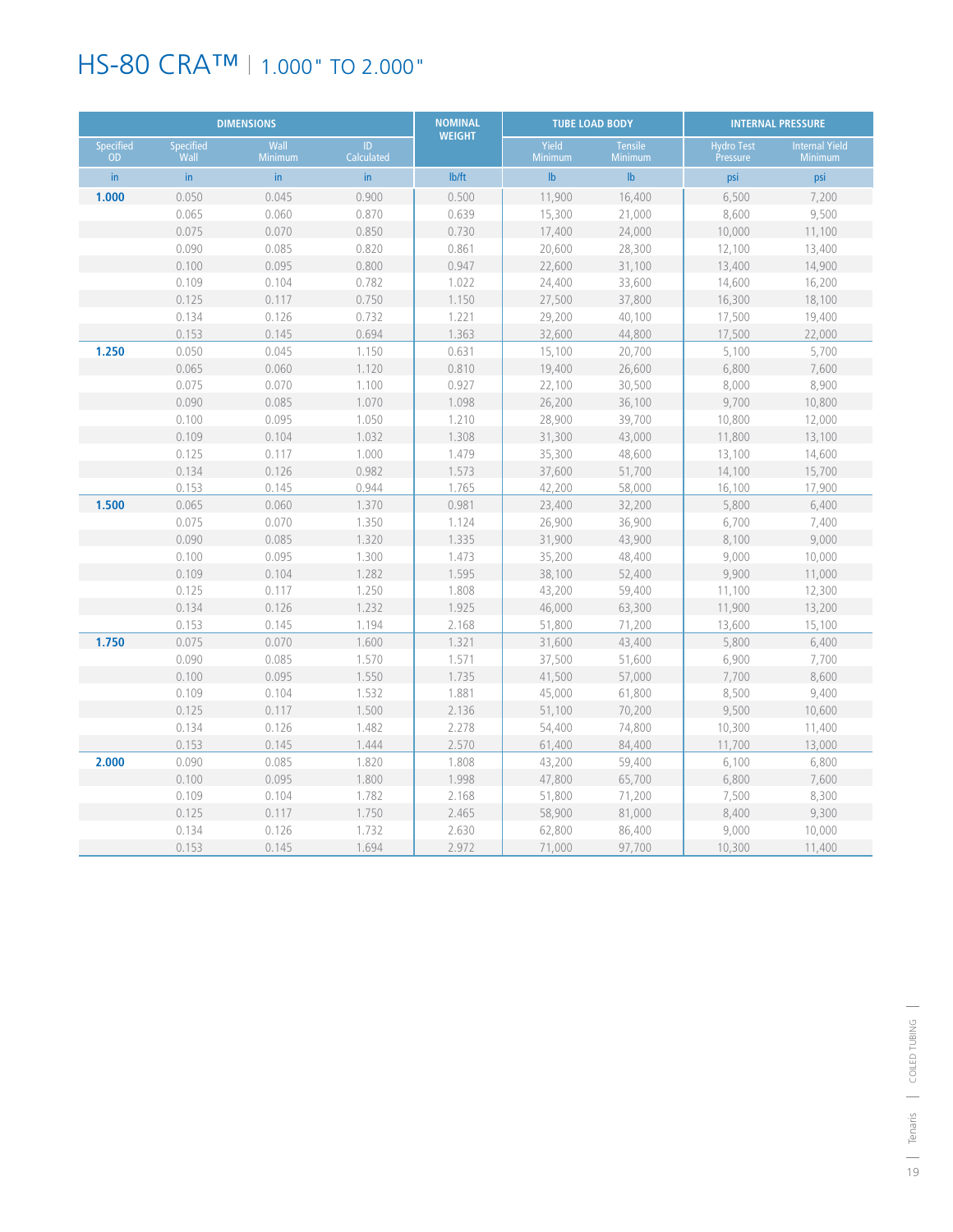# HS-80 CRA™ | 1.000" TO 2.000"

| DIMENSIONS | | | | NOMINAL WEIGHT | TUBE LOAD BODY | | INTERNAL PRESSURE | |
|---|---|---|---|---|---|---|---|---|
| Specified OD | Specified Wall | Wall Minimum | ID Calculated | | Yield Minimum | Tensile Minimum | Hydro Test Pressure | Internal Yield Minimum |
| in | in | in | in | lb/ft | lb | lb | psi | psi |
| **1.000** | 0.050 | 0.045 | 0.900 | 0.500 | 11,900 | 16,400 | 6,500 | 7,200 |
| | 0.065 | 0.060 | 0.870 | 0.639 | 15,300 | 21,000 | 8,600 | 9,500 |
| | 0.075 | 0.070 | 0.850 | 0.730 | 17,400 | 24,000 | 10,000 | 11,100 |
| | 0.090 | 0.085 | 0.820 | 0.861 | 20,600 | 28,300 | 12,100 | 13,400 |
| | 0.100 | 0.095 | 0.800 | 0.947 | 22,600 | 31,100 | 13,400 | 14,900 |
| | 0.109 | 0.104 | 0.782 | 1.022 | 24,400 | 33,600 | 14,600 | 16,200 |
| | 0.125 | 0.117 | 0.750 | 1.150 | 27,500 | 37,800 | 16,300 | 18,100 |
| | 0.134 | 0.126 | 0.732 | 1.221 | 29,200 | 40,100 | 17,500 | 19,400 |
| | 0.153 | 0.145 | 0.694 | 1.363 | 32,600 | 44,800 | 17,500 | 22,000 |
| **1.250** | 0.050 | 0.045 | 1.150 | 0.631 | 15,100 | 20,700 | 5,100 | 5,700 |
| | 0.065 | 0.060 | 1.120 | 0.810 | 19,400 | 26,600 | 6,800 | 7,600 |
| | 0.075 | 0.070 | 1.100 | 0.927 | 22,100 | 30,500 | 8,000 | 8,900 |
| | 0.090 | 0.085 | 1.070 | 1.098 | 26,200 | 36,100 | 9,700 | 10,800 |
| | 0.100 | 0.095 | 1.050 | 1.210 | 28,900 | 39,700 | 10,800 | 12,000 |
| | 0.109 | 0.104 | 1.032 | 1.308 | 31,300 | 43,000 | 11,800 | 13,100 |
| | 0.125 | 0.117 | 1.000 | 1.479 | 35,300 | 48,600 | 13,100 | 14,600 |
| | 0.134 | 0.126 | 0.982 | 1.573 | 37,600 | 51,700 | 14,100 | 15,700 |
| | 0.153 | 0.145 | 0.944 | 1.765 | 42,200 | 58,000 | 16,100 | 17,900 |
| **1.500** | 0.065 | 0.060 | 1.370 | 0.981 | 23,400 | 32,200 | 5,800 | 6,400 |
| | 0.075 | 0.070 | 1.350 | 1.124 | 26,900 | 36,900 | 6,700 | 7,400 |
| | 0.090 | 0.085 | 1.320 | 1.335 | 31,900 | 43,900 | 8,100 | 9,000 |
| | 0.100 | 0.095 | 1.300 | 1.473 | 35,200 | 48,400 | 9,000 | 10,000 |
| | 0.109 | 0.104 | 1.282 | 1.595 | 38,100 | 52,400 | 9,900 | 11,000 |
| | 0.125 | 0.117 | 1.250 | 1.808 | 43,200 | 59,400 | 11,100 | 12,300 |
| | 0.134 | 0.126 | 1.232 | 1.925 | 46,000 | 63,300 | 11,900 | 13,200 |
| | 0.153 | 0.145 | 1.194 | 2.168 | 51,800 | 71,200 | 13,600 | 15,100 |
| **1.750** | 0.075 | 0.070 | 1.600 | 1.321 | 31,600 | 43,400 | 5,800 | 6,400 |
| | 0.090 | 0.085 | 1.570 | 1.571 | 37,500 | 51,600 | 6,900 | 7,700 |
| | 0.100 | 0.095 | 1.550 | 1.735 | 41,500 | 57,000 | 7,700 | 8,600 |
| | 0.109 | 0.104 | 1.532 | 1.881 | 45,000 | 61,800 | 8,500 | 9,400 |
| | 0.125 | 0.117 | 1.500 | 2.136 | 51,100 | 70,200 | 9,500 | 10,600 |
| | 0.134 | 0.126 | 1.482 | 2.278 | 54,400 | 74,800 | 10,300 | 11,400 |
| | 0.153 | 0.145 | 1.444 | 2.570 | 61,400 | 84,400 | 11,700 | 13,000 |
| **2.000** | 0.090 | 0.085 | 1.820 | 1.808 | 43,200 | 59,400 | 6,100 | 6,800 |
| | 0.100 | 0.095 | 1.800 | 1.998 | 47,800 | 65,700 | 6,800 | 7,600 |
| | 0.109 | 0.104 | 1.782 | 2.168 | 51,800 | 71,200 | 7,500 | 8,300 |
| | 0.125 | 0.117 | 1.750 | 2.465 | 58,900 | 81,000 | 8,400 | 9,300 |
| | 0.134 | 0.126 | 1.732 | 2.630 | 62,800 | 86,400 | 9,000 | 10,000 |
| | 0.153 | 0.145 | 1.694 | 2.972 | 71,000 | 97,700 | 10,300 | 11,400 |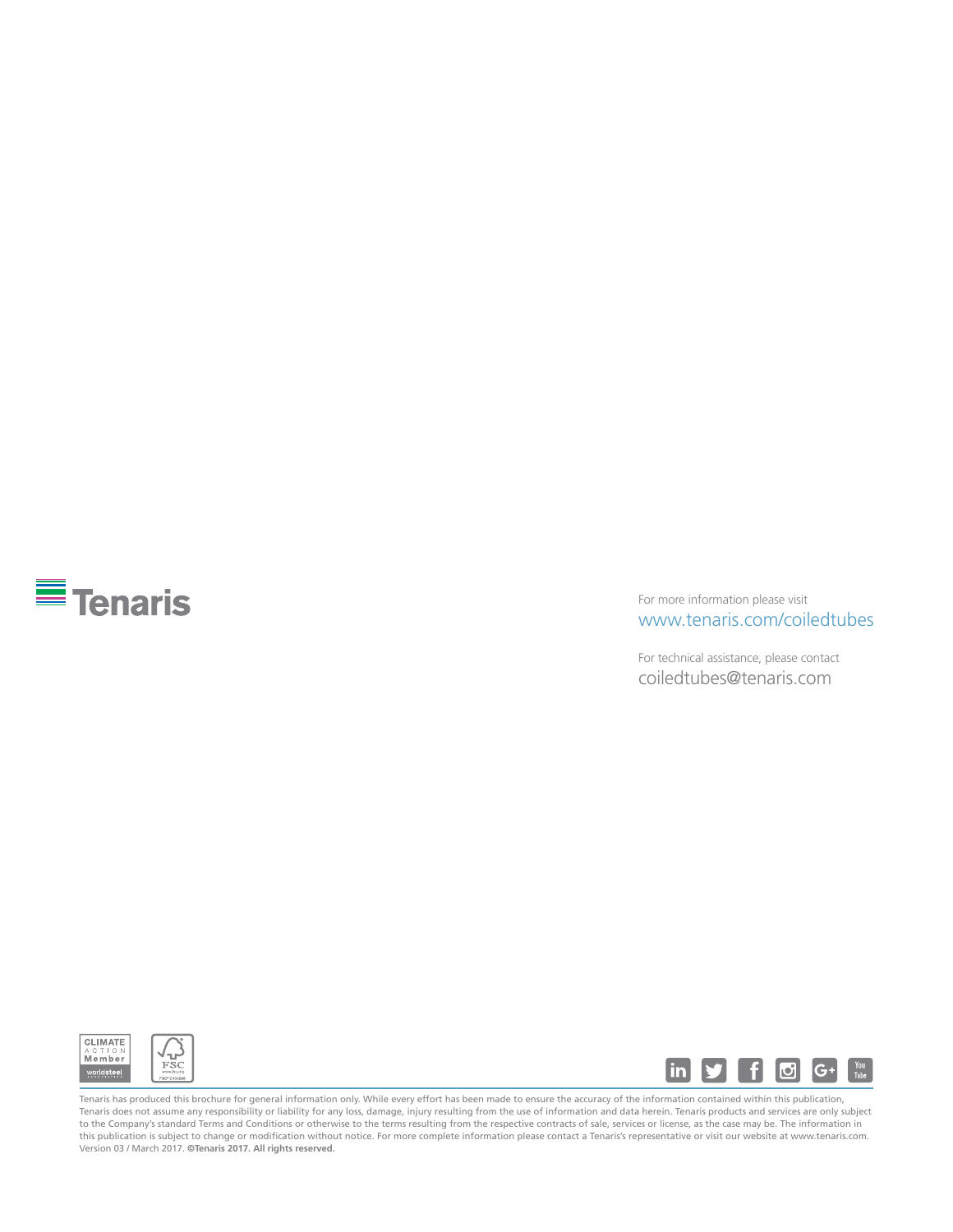Tenaris

For more information please visit
www.tenaris.com/coiledtubes

For technical assistance, please contact
coiledtubes@tenaris.com

Tenaris has produced this brochure for general information only. While every effort has been made to ensure the accuracy of the information contained within this publication, Tenaris does not assume any responsibility or liability for any loss, damage, injury resulting from the use of information and data herein. Tenaris products and services are only subject to the Company's standard Terms and Conditions or otherwise to the terms resulting from the respective contracts of sale, services or license, as the case may be. The information in this publication is subject to change or modification without notice. For more complete information please contact a Tenaris's representative or visit our website at www.tenaris.com. Version 03 / March 2017. **©Tenaris 2017. All rights reserved.**